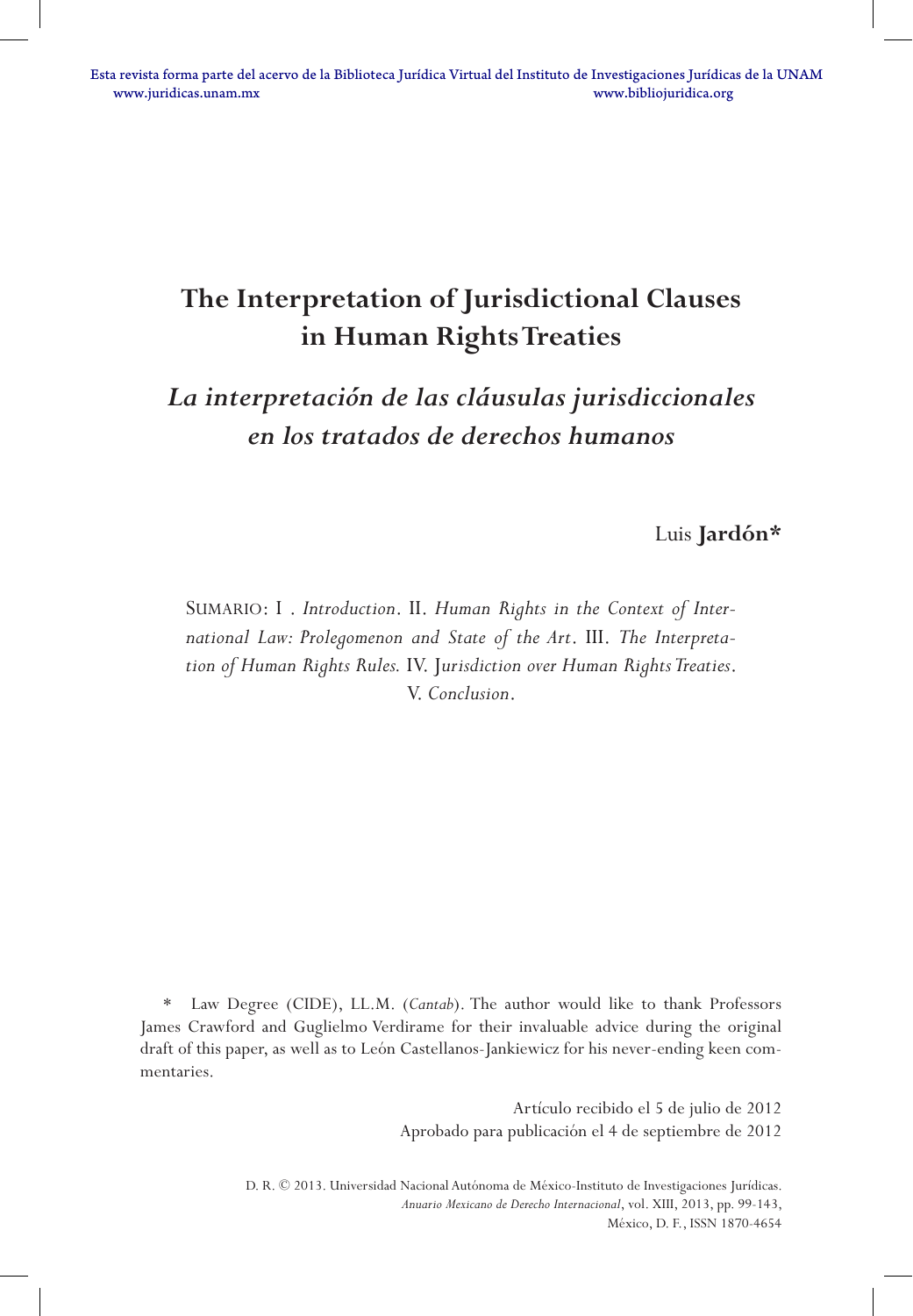# The Interpretation of Jurisdictional Clauses in Human Rights Treaties

## *La interpretación de las cláusulas jurisdiccionales en los tratados de derechos humanos*

Luis **Jardón***

SUMARIO: I . *Introduction*. II. *Human Rights in the Context of International Law: Prolegomenon and State of the Art*. III. *The Interpretation of Human Rights Rules.* IV. J*urisdiction over Human Rights Treaties*. V. *Conclusion*.

\* Law Degree (CIDE), LL.M. (*Cantab*). The author would like to thank Professors James Crawford and Guglielmo Verdirame for their invaluable advice during the original draft of this paper, as well as to León Castellanos-Jankiewicz for his never-ending keen commentaries.

Artículo recibido el 5 de julio de 2012
Aprobado para publicación el 4 de septiembre de 2012

D. R. © 2013. Universidad Nacional Autónoma de México-Instituto de Investigaciones Jurídicas.
*Anuario Mexicano de Derecho Internacional*, vol. XIII, 2013, pp. 99-143,
México, D. F., ISSN 1870-4654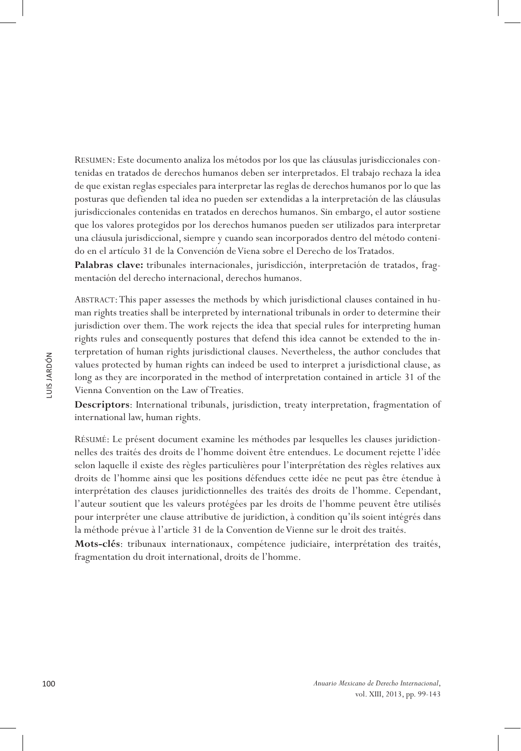Resumen: Este documento analiza los métodos por los que las cláusulas jurisdiccionales contenidas en tratados de derechos humanos deben ser interpretados. El trabajo rechaza la idea de que existan reglas especiales para interpretar las reglas de derechos humanos por lo que las posturas que defienden tal idea no pueden ser extendidas a la interpretación de las cláusulas jurisdiccionales contenidas en tratados en derechos humanos. Sin embargo, el autor sostiene que los valores protegidos por los derechos humanos pueden ser utilizados para interpretar una cláusula jurisdiccional, siempre y cuando sean incorporados dentro del método contenido en el artículo 31 de la Convención de Viena sobre el Derecho de los Tratados.

**Palabras clave:** tribunales internacionales, jurisdicción, interpretación de tratados, fragmentación del derecho internacional, derechos humanos.

Abstract: This paper assesses the methods by which jurisdictional clauses contained in human rights treaties shall be interpreted by international tribunals in order to determine their jurisdiction over them. The work rejects the idea that special rules for interpreting human rights rules and consequently postures that defend this idea cannot be extended to the interpretation of human rights jurisdictional clauses. Nevertheless, the author concludes that values protected by human rights can indeed be used to interpret a jurisdictional clause, as long as they are incorporated in the method of interpretation contained in article 31 of the Vienna Convention on the Law of Treaties.

**Descriptors**: International tribunals, jurisdiction, treaty interpretation, fragmentation of international law, human rights.

Résumé: Le présent document examine les méthodes par lesquelles les clauses juridictionnelles des traités des droits de l'homme doivent être entendues. Le document rejette l'idée selon laquelle il existe des règles particulières pour l'interprétation des règles relatives aux droits de l'homme ainsi que les positions défendues cette idée ne peut pas être étendue à interprétation des clauses juridictionnelles des traités des droits de l'homme. Cependant, l'auteur soutient que les valeurs protégées par les droits de l'homme peuvent être utilisés pour interpréter une clause attributive de juridiction, à condition qu'ils soient intégrés dans la méthode prévue à l'article 31 de la Convention de Vienne sur le droit des traités.

**Mots-clés**: tribunaux internationaux, compétence judiciaire, interprétation des traités, fragmentation du droit international, droits de l'homme.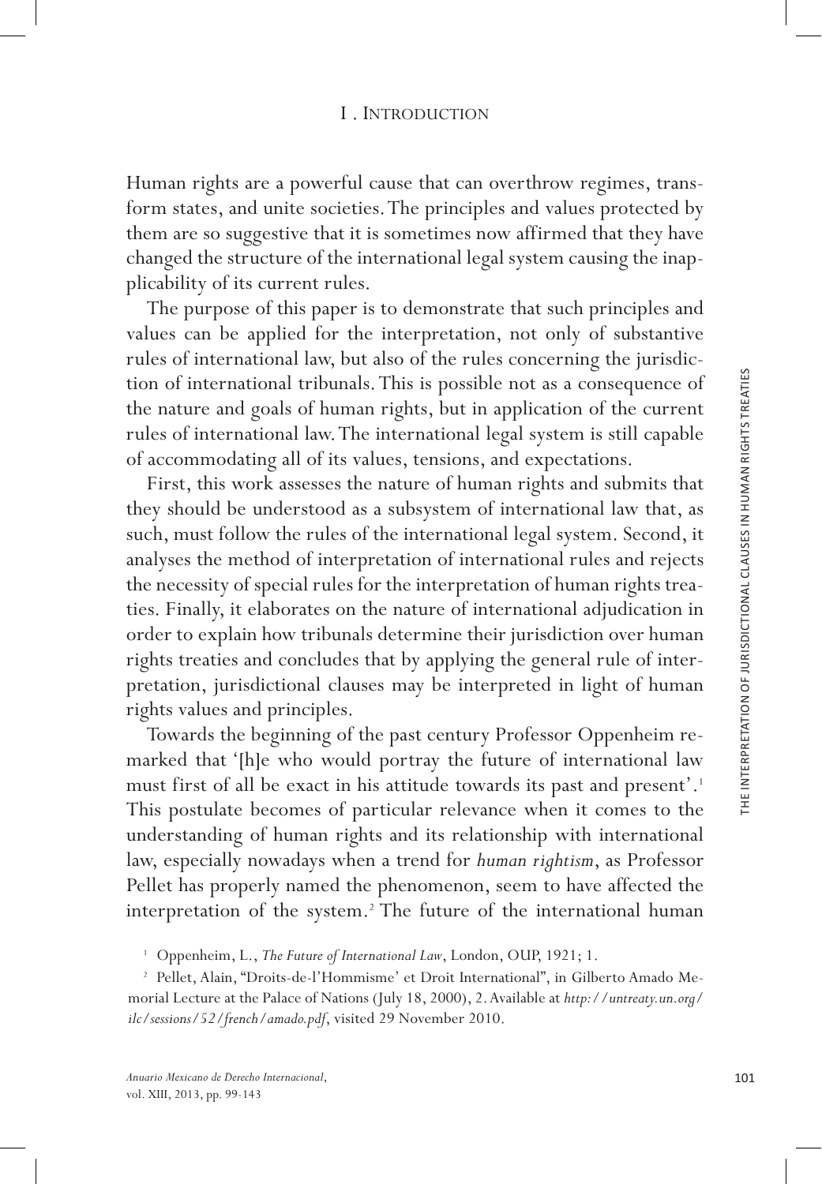## I. Introduction

Human rights are a powerful cause that can overthrow regimes, transform states, and unite societies. The principles and values protected by them are so suggestive that it is sometimes now affirmed that they have changed the structure of the international legal system causing the inapplicability of its current rules.

The purpose of this paper is to demonstrate that such principles and values can be applied for the interpretation, not only of substantive rules of international law, but also of the rules concerning the jurisdiction of international tribunals. This is possible not as a consequence of the nature and goals of human rights, but in application of the current rules of international law. The international legal system is still capable of accommodating all of its values, tensions, and expectations.

First, this work assesses the nature of human rights and submits that they should be understood as a subsystem of international law that, as such, must follow the rules of the international legal system. Second, it analyses the method of interpretation of international rules and rejects the necessity of special rules for the interpretation of human rights treaties. Finally, it elaborates on the nature of international adjudication in order to explain how tribunals determine their jurisdiction over human rights treaties and concludes that by applying the general rule of interpretation, jurisdictional clauses may be interpreted in light of human rights values and principles.

Towards the beginning of the past century Professor Oppenheim remarked that '[h]e who would portray the future of international law must first of all be exact in his attitude towards its past and present'.[1] This postulate becomes of particular relevance when it comes to the understanding of human rights and its relationship with international law, especially nowadays when a trend for *human rightism*, as Professor Pellet has properly named the phenomenon, seem to have affected the interpretation of the system.[2] The future of the international human

[1] Oppenheim, L., *The Future of International Law*, London, OUP, 1921; 1.

[2] Pellet, Alain, "Droits-de-l'Hommisme' et Droit International", in Gilberto Amado Memorial Lecture at the Palace of Nations (July 18, 2000), 2. Available at *http://untreaty.un.org/ilc/sessions/52/french/amado.pdf*, visited 29 November 2010.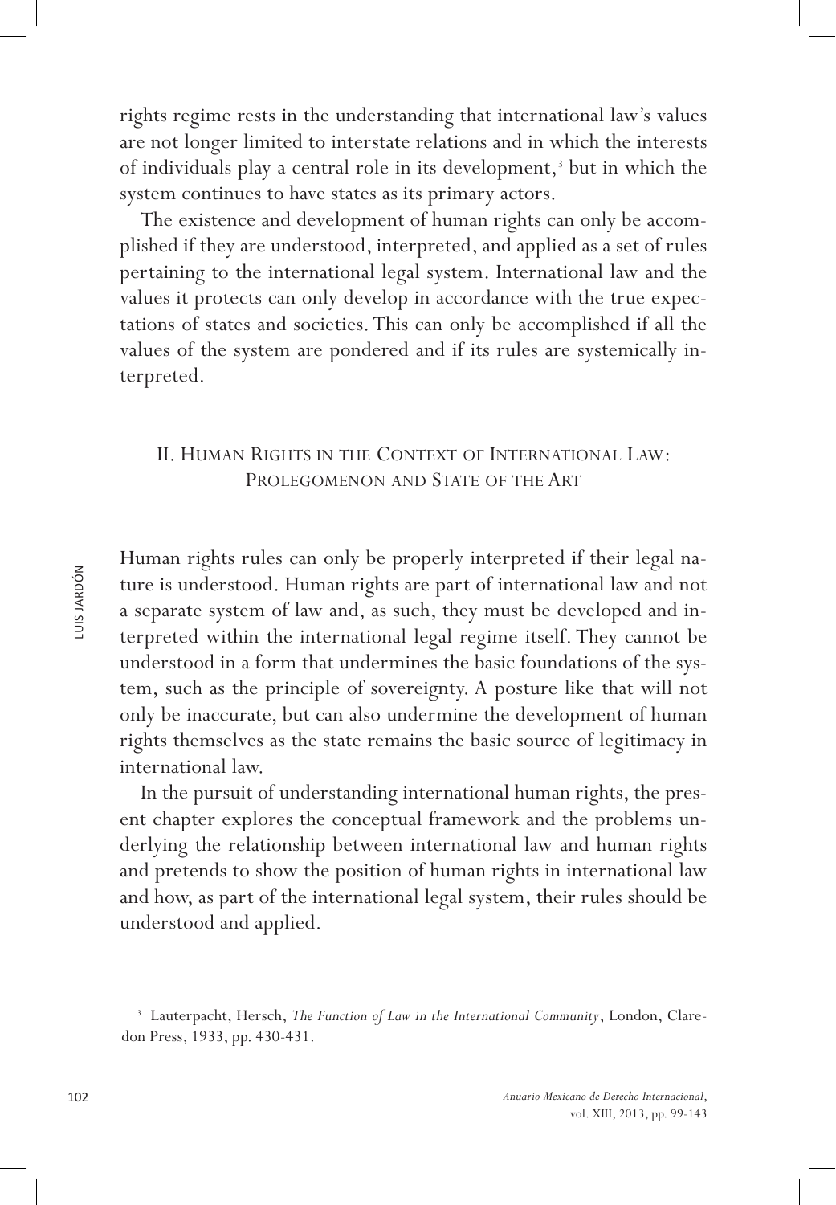rights regime rests in the understanding that international law's values are not longer limited to interstate relations and in which the interests of individuals play a central role in its development,[3] but in which the system continues to have states as its primary actors.

The existence and development of human rights can only be accomplished if they are understood, interpreted, and applied as a set of rules pertaining to the international legal system. International law and the values it protects can only develop in accordance with the true expectations of states and societies. This can only be accomplished if all the values of the system are pondered and if its rules are systemically interpreted.

## II. Human Rights in the Context of International Law: Prolegomenon and State of the Art

Human rights rules can only be properly interpreted if their legal nature is understood. Human rights are part of international law and not a separate system of law and, as such, they must be developed and interpreted within the international legal regime itself. They cannot be understood in a form that undermines the basic foundations of the system, such as the principle of sovereignty. A posture like that will not only be inaccurate, but can also undermine the development of human rights themselves as the state remains the basic source of legitimacy in international law.

In the pursuit of understanding international human rights, the present chapter explores the conceptual framework and the problems underlying the relationship between international law and human rights and pretends to show the position of human rights in international law and how, as part of the international legal system, their rules should be understood and applied.

[3] Lauterpacht, Hersch, *The Function of Law in the International Community*, London, Claredon Press, 1933, pp. 430-431.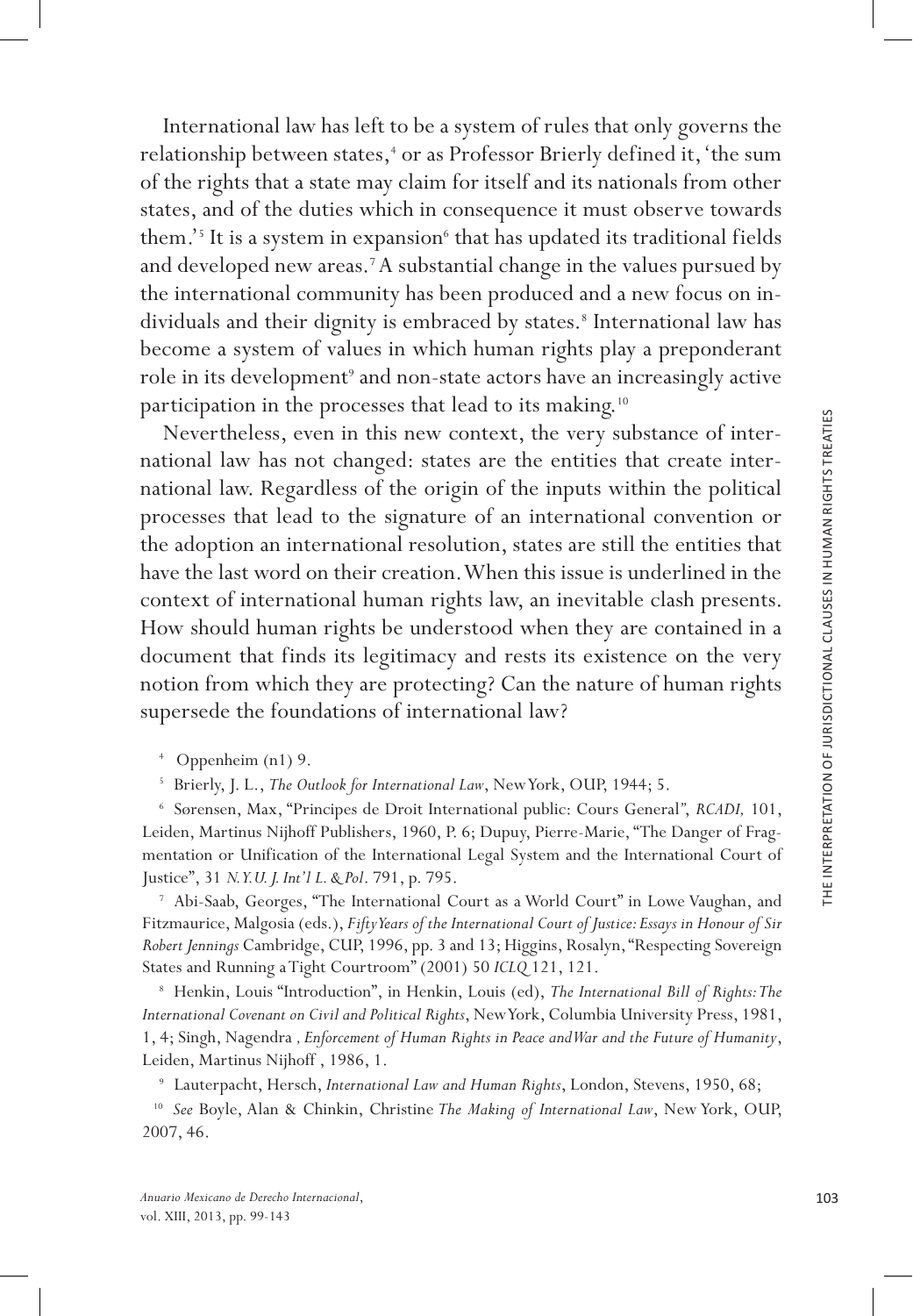International law has left to be a system of rules that only governs the relationship between states,[4] or as Professor Brierly defined it, 'the sum of the rights that a state may claim for itself and its nationals from other states, and of the duties which in consequence it must observe towards them.'[5] It is a system in expansion[6] that has updated its traditional fields and developed new areas.[7] A substantial change in the values pursued by the international community has been produced and a new focus on individuals and their dignity is embraced by states.[8] International law has become a system of values in which human rights play a preponderant role in its development[9] and non-state actors have an increasingly active participation in the processes that lead to its making.[10]

Nevertheless, even in this new context, the very substance of international law has not changed: states are the entities that create international law. Regardless of the origin of the inputs within the political processes that lead to the signature of an international convention or the adoption an international resolution, states are still the entities that have the last word on their creation. When this issue is underlined in the context of international human rights law, an inevitable clash presents. How should human rights be understood when they are contained in a document that finds its legitimacy and rests its existence on the very notion from which they are protecting? Can the nature of human rights supersede the foundations of international law?

[4] Oppenheim (n1) 9.

[5] Brierly, J. L., *The Outlook for International Law*, New York, OUP, 1944; 5.

[6] Sørensen, Max, "Principes de Droit International public: Cours General", *RCADI,* 101, Leiden, Martinus Nijhoff Publishers, 1960, P. 6; Dupuy, Pierre-Marie, "The Danger of Fragmentation or Unification of the International Legal System and the International Court of Justice", 31 *N.Y.U. J. Int'l L. & Pol*. 791, p. 795.

[7] Abi-Saab, Georges, "The International Court as a World Court" in Lowe Vaughan, and Fitzmaurice, Malgosia (eds.), *Fifty Years of the International Court of Justice: Essays in Honour of Sir Robert Jennings* Cambridge, CUP, 1996, pp. 3 and 13; Higgins, Rosalyn, "Respecting Sovereign States and Running a Tight Courtroom" (2001) 50 *ICLQ* 121, 121.

[8] Henkin, Louis "Introduction", in Henkin, Louis (ed), *The International Bill of Rights: The International Covenant on Civil and Political Rights*, New York, Columbia University Press, 1981, 1, 4; Singh, Nagendra *, Enforcement of Human Rights in Peace and War and the Future of Humanity*, Leiden, Martinus Nijhoff , 1986, 1.

[9] Lauterpacht, Hersch, *International Law and Human Rights*, London, Stevens, 1950, 68;

[10] *See* Boyle, Alan & Chinkin, Christine *The Making of International Law*, New York, OUP, 2007, 46.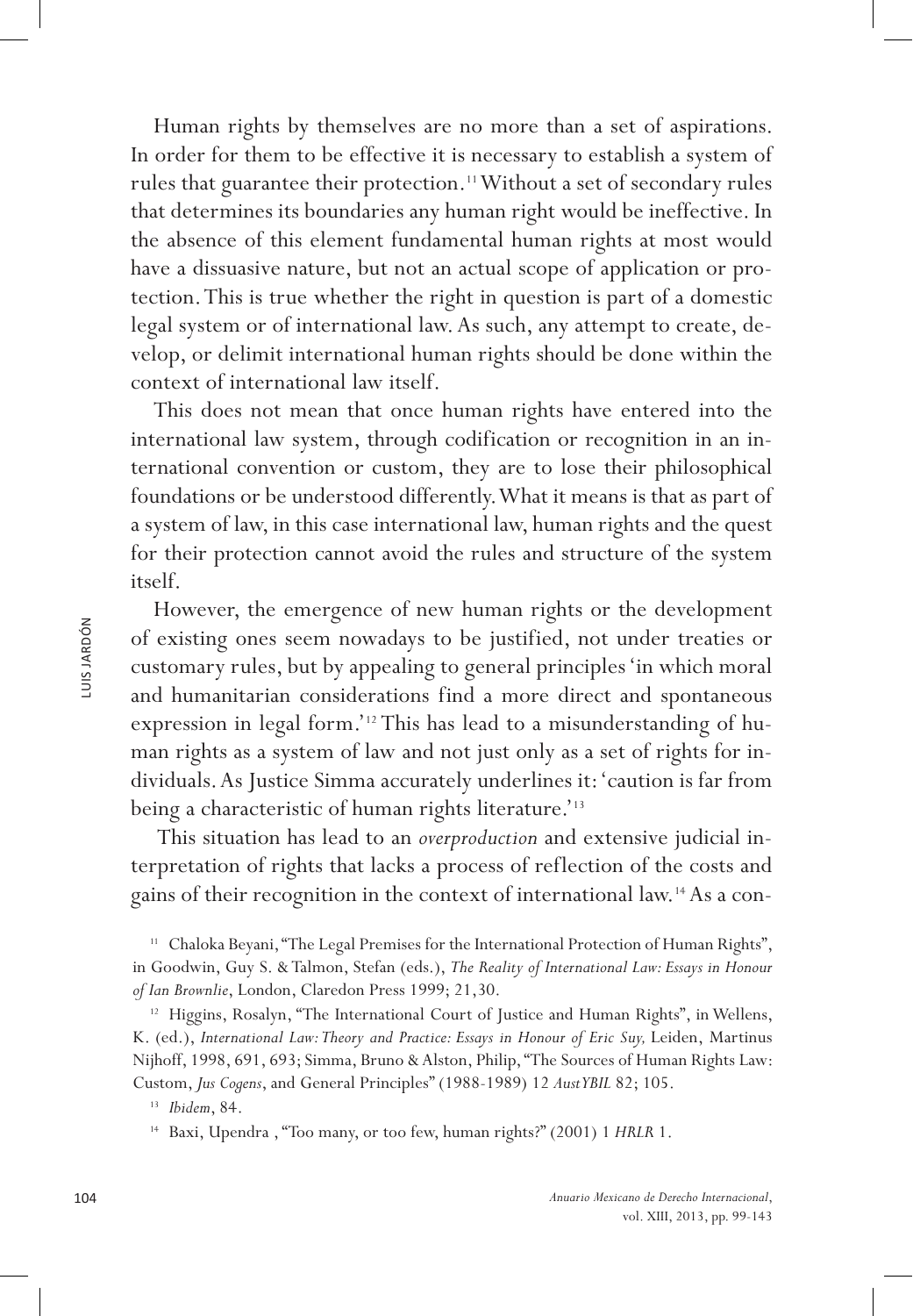Human rights by themselves are no more than a set of aspirations. In order for them to be effective it is necessary to establish a system of rules that guarantee their protection.[11] Without a set of secondary rules that determines its boundaries any human right would be ineffective. In the absence of this element fundamental human rights at most would have a dissuasive nature, but not an actual scope of application or protection. This is true whether the right in question is part of a domestic legal system or of international law. As such, any attempt to create, develop, or delimit international human rights should be done within the context of international law itself.

This does not mean that once human rights have entered into the international law system, through codification or recognition in an international convention or custom, they are to lose their philosophical foundations or be understood differently. What it means is that as part of a system of law, in this case international law, human rights and the quest for their protection cannot avoid the rules and structure of the system itself.

However, the emergence of new human rights or the development of existing ones seem nowadays to be justified, not under treaties or customary rules, but by appealing to general principles 'in which moral and humanitarian considerations find a more direct and spontaneous expression in legal form.'[12] This has lead to a misunderstanding of human rights as a system of law and not just only as a set of rights for individuals. As Justice Simma accurately underlines it: 'caution is far from being a characteristic of human rights literature.'[13]

This situation has lead to an *overproduction* and extensive judicial interpretation of rights that lacks a process of reflection of the costs and gains of their recognition in the context of international law.[14] As a con-

[11] Chaloka Beyani, "The Legal Premises for the International Protection of Human Rights", in Goodwin, Guy S. & Talmon, Stefan (eds.), *The Reality of International Law: Essays in Honour of Ian Brownlie*, London, Claredon Press 1999; 21,30.

[12] Higgins, Rosalyn, "The International Court of Justice and Human Rights", in Wellens, K. (ed.), *International Law: Theory and Practice: Essays in Honour of Eric Suy,* Leiden, Martinus Nijhoff, 1998, 691, 693; Simma, Bruno & Alston, Philip, "The Sources of Human Rights Law: Custom, *Jus Cogens*, and General Principles" (1988-1989) 12 *AustYBIL* 82; 105.

[13] *Ibidem*, 84.

[14] Baxi, Upendra , "Too many, or too few, human rights?" (2001) 1 *HRLR* 1.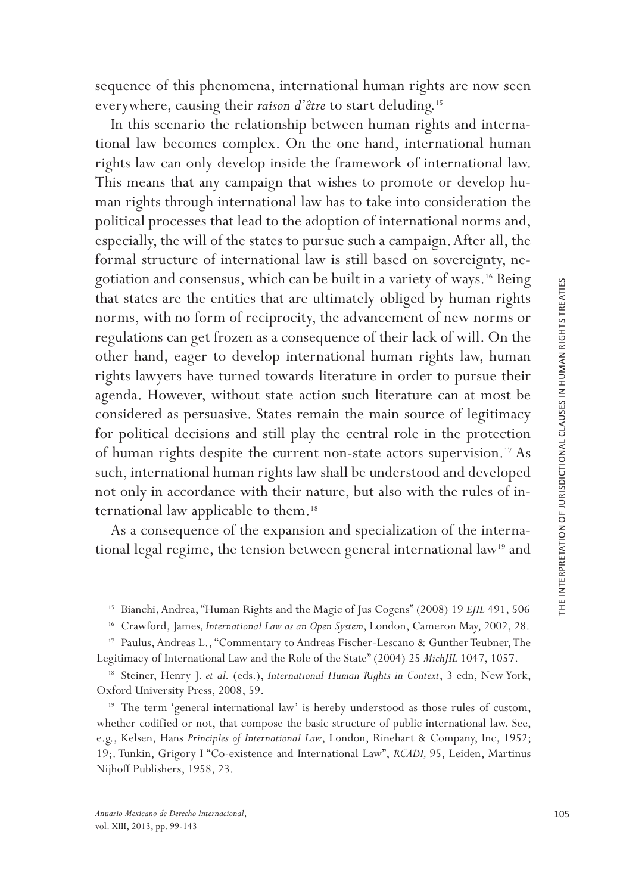sequence of this phenomena, international human rights are now seen everywhere, causing their *raison d'être* to start deluding.[15]

In this scenario the relationship between human rights and international law becomes complex. On the one hand, international human rights law can only develop inside the framework of international law. This means that any campaign that wishes to promote or develop human rights through international law has to take into consideration the political processes that lead to the adoption of international norms and, especially, the will of the states to pursue such a campaign. After all, the formal structure of international law is still based on sovereignty, negotiation and consensus, which can be built in a variety of ways.[16] Being that states are the entities that are ultimately obliged by human rights norms, with no form of reciprocity, the advancement of new norms or regulations can get frozen as a consequence of their lack of will. On the other hand, eager to develop international human rights law, human rights lawyers have turned towards literature in order to pursue their agenda. However, without state action such literature can at most be considered as persuasive. States remain the main source of legitimacy for political decisions and still play the central role in the protection of human rights despite the current non-state actors supervision.[17] As such, international human rights law shall be understood and developed not only in accordance with their nature, but also with the rules of international law applicable to them.[18]

As a consequence of the expansion and specialization of the international legal regime, the tension between general international law[19] and

---

[15] Bianchi, Andrea, "Human Rights and the Magic of Jus Cogens" (2008) 19 *EJIL* 491, 506

[16] Crawford, James*, International Law as an Open System*, London, Cameron May, 2002, 28.

[17] Paulus, Andreas L., "Commentary to Andreas Fischer-Lescano & Gunther Teubner, The Legitimacy of International Law and the Role of the State" (2004) 25 *MichJIL* 1047, 1057.

[18] Steiner, Henry J. *et al.* (eds.), *International Human Rights in Context*, 3 edn, New York, Oxford University Press, 2008, 59.

[19] The term 'general international law' is hereby understood as those rules of custom, whether codified or not, that compose the basic structure of public international law. See, e.g., Kelsen, Hans *Principles of International Law*, London, Rinehart & Company, Inc, 1952; 19;. Tunkin, Grigory I "Co-existence and International Law", *RCADI,* 95, Leiden, Martinus Nijhoff Publishers, 1958, 23.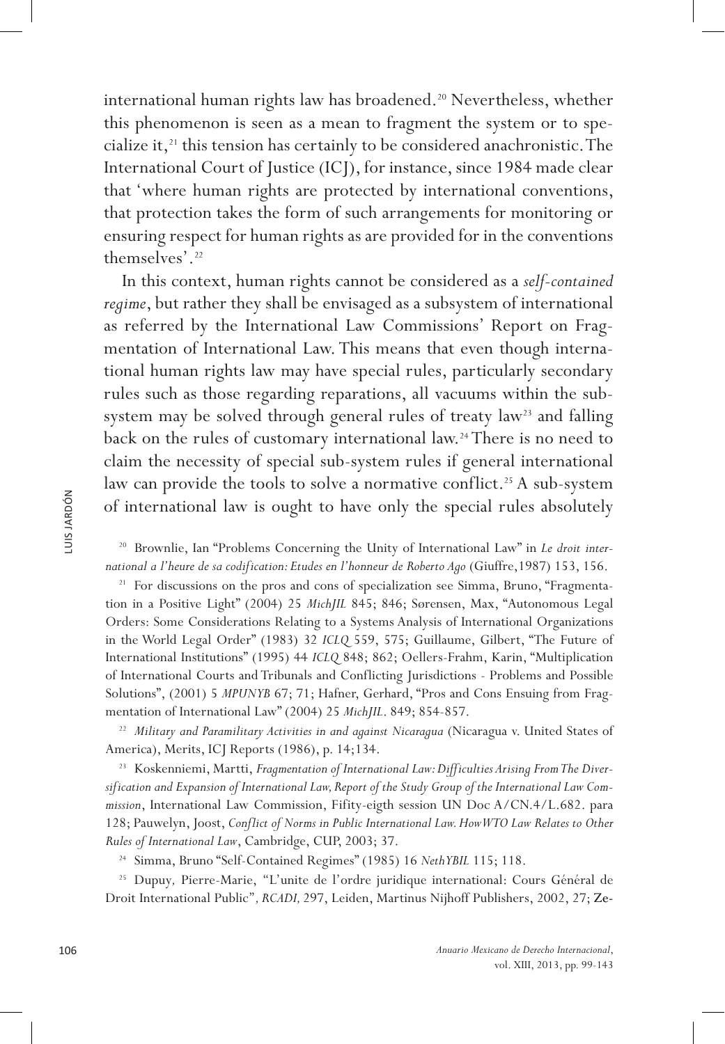international human rights law has broadened.[20] Nevertheless, whether this phenomenon is seen as a mean to fragment the system or to specialize it,[21] this tension has certainly to be considered anachronistic. The International Court of Justice (ICJ), for instance, since 1984 made clear that 'where human rights are protected by international conventions, that protection takes the form of such arrangements for monitoring or ensuring respect for human rights as are provided for in the conventions themselves'.[22]

In this context, human rights cannot be considered as a *self-contained regime*, but rather they shall be envisaged as a subsystem of international as referred by the International Law Commissions' Report on Fragmentation of International Law. This means that even though international human rights law may have special rules, particularly secondary rules such as those regarding reparations, all vacuums within the subsystem may be solved through general rules of treaty law[23] and falling back on the rules of customary international law.[24] There is no need to claim the necessity of special sub-system rules if general international law can provide the tools to solve a normative conflict.[25] A sub-system of international law is ought to have only the special rules absolutely

[20] Brownlie, Ian "Problems Concerning the Unity of International Law" in *Le droit international a l'heure de sa codification: Etudes en l'honneur de Roberto Ago* (Giuffre,1987) 153, 156.

[21] For discussions on the pros and cons of specialization see Simma, Bruno, "Fragmentation in a Positive Light" (2004) 25 *MichJIL* 845; 846; Sørensen, Max, "Autonomous Legal Orders: Some Considerations Relating to a Systems Analysis of International Organizations in the World Legal Order" (1983) 32 *ICLQ* 559, 575; Guillaume, Gilbert, "The Future of International Institutions" (1995) 44 *ICLQ* 848; 862; Oellers-Frahm, Karin, "Multiplication of International Courts and Tribunals and Conflicting Jurisdictions - Problems and Possible Solutions", (2001) 5 *MPUNYB* 67; 71; Hafner, Gerhard, "Pros and Cons Ensuing from Fragmentation of International Law" (2004) 25 *MichJIL*. 849; 854-857.

[22] *Military and Paramilitary Activities in and against Nicaragua* (Nicaragua v. United States of America), Merits, ICJ Reports (1986), p. 14;134.

[23] Koskenniemi, Martti, *Fragmentation of International Law: Difficulties Arising From The Diversification and Expansion of International Law, Report of the Study Group of the International Law Commission*, International Law Commission, Fifity-eigth session UN Doc A/CN.4/L.682. para 128; Pauwelyn, Joost, *Conflict of Norms in Public International Law. How WTO Law Relates to Other Rules of International Law*, Cambridge, CUP, 2003; 37.

[24] Simma, Bruno "Self-Contained Regimes" (1985) 16 *NethYBIL* 115; 118.

[25] Dupuy, Pierre-Marie, "L'unite de l'ordre juridique international: Cours Général de Droit International Public", *RCADI*, 297, Leiden, Martinus Nijhoff Publishers, 2002, 27; Ze-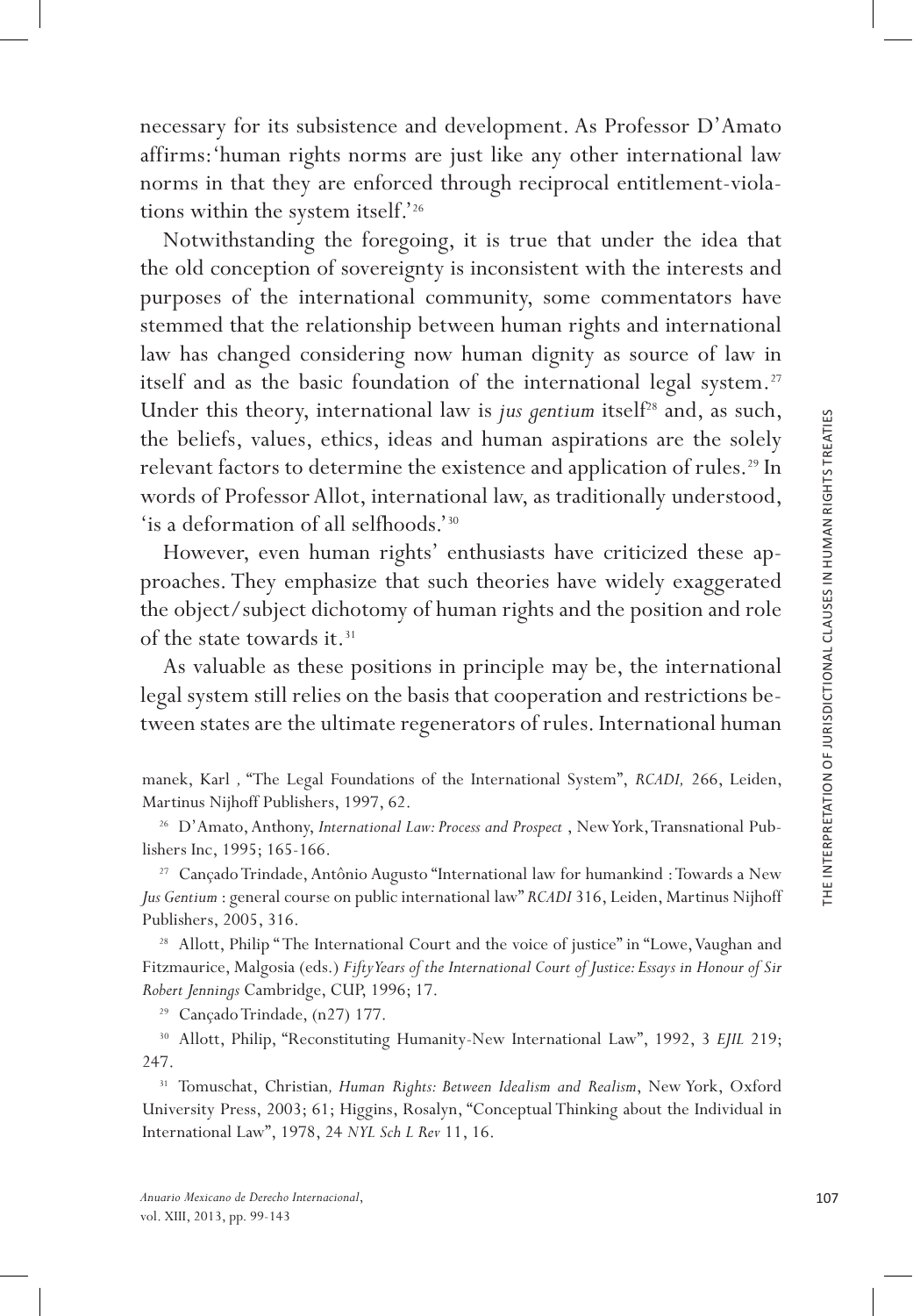necessary for its subsistence and development. As Professor D'Amato affirms: 'human rights norms are just like any other international law norms in that they are enforced through reciprocal entitlement-violations within the system itself.'[26]

Notwithstanding the foregoing, it is true that under the idea that the old conception of sovereignty is inconsistent with the interests and purposes of the international community, some commentators have stemmed that the relationship between human rights and international law has changed considering now human dignity as source of law in itself and as the basic foundation of the international legal system.[27] Under this theory, international law is *jus gentium* itself[28] and, as such, the beliefs, values, ethics, ideas and human aspirations are the solely relevant factors to determine the existence and application of rules.[29] In words of Professor Allot, international law, as traditionally understood, 'is a deformation of all selfhoods.'[30]

However, even human rights' enthusiasts have criticized these approaches. They emphasize that such theories have widely exaggerated the object/subject dichotomy of human rights and the position and role of the state towards it.[31]

As valuable as these positions in principle may be, the international legal system still relies on the basis that cooperation and restrictions between states are the ultimate regenerators of rules. International human

---

manek, Karl, "The Legal Foundations of the International System", *RCADI,* 266, Leiden, Martinus Nijhoff Publishers, 1997, 62.

[26] D'Amato, Anthony, *International Law: Process and Prospect*, New York, Transnational Publishers Inc, 1995; 165-166.

[27] Cançado Trindade, Antônio Augusto "International law for humankind : Towards a New *Jus Gentium* : general course on public international law" *RCADI* 316, Leiden, Martinus Nijhoff Publishers, 2005, 316.

[28] Allott, Philip "The International Court and the voice of justice" in "Lowe, Vaughan and Fitzmaurice, Malgosia (eds.) *Fifty Years of the International Court of Justice: Essays in Honour of Sir Robert Jennings* Cambridge, CUP, 1996; 17.

[29] Cançado Trindade, (n27) 177.

[30] Allott, Philip, "Reconstituting Humanity-New International Law", 1992, 3 *EJIL* 219; 247.

[31] Tomuschat, Christian, *Human Rights: Between Idealism and Realism*, New York, Oxford University Press, 2003; 61; Higgins, Rosalyn, "Conceptual Thinking about the Individual in International Law", 1978, 24 *NYL Sch L Rev* 11, 16.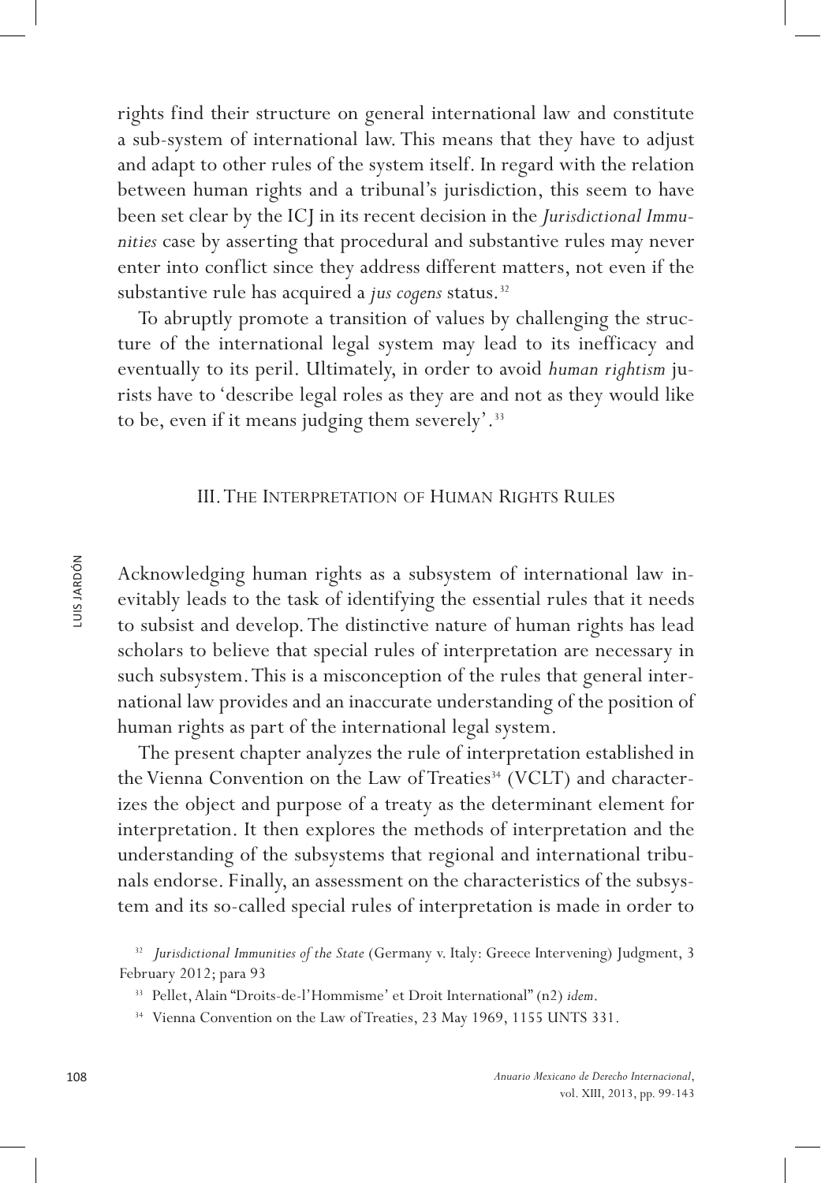rights find their structure on general international law and constitute a sub-system of international law. This means that they have to adjust and adapt to other rules of the system itself. In regard with the relation between human rights and a tribunal's jurisdiction, this seem to have been set clear by the ICJ in its recent decision in the *Jurisdictional Immunities* case by asserting that procedural and substantive rules may never enter into conflict since they address different matters, not even if the substantive rule has acquired a *jus cogens* status.[32]

To abruptly promote a transition of values by challenging the structure of the international legal system may lead to its inefficacy and eventually to its peril. Ultimately, in order to avoid *human rightism* jurists have to 'describe legal roles as they are and not as they would like to be, even if it means judging them severely'.[33]

## III. The Interpretation of Human Rights Rules

Acknowledging human rights as a subsystem of international law inevitably leads to the task of identifying the essential rules that it needs to subsist and develop. The distinctive nature of human rights has lead scholars to believe that special rules of interpretation are necessary in such subsystem. This is a misconception of the rules that general international law provides and an inaccurate understanding of the position of human rights as part of the international legal system.

The present chapter analyzes the rule of interpretation established in the Vienna Convention on the Law of Treaties[34] (VCLT) and characterizes the object and purpose of a treaty as the determinant element for interpretation. It then explores the methods of interpretation and the understanding of the subsystems that regional and international tribunals endorse. Finally, an assessment on the characteristics of the subsystem and its so-called special rules of interpretation is made in order to

[32] *Jurisdictional Immunities of the State* (Germany v. Italy: Greece Intervening) Judgment, 3 February 2012; para 93

[33] Pellet, Alain "Droits-de-l'Hommisme' et Droit International" (n2) *idem*.

[34] Vienna Convention on the Law of Treaties, 23 May 1969, 1155 UNTS 331.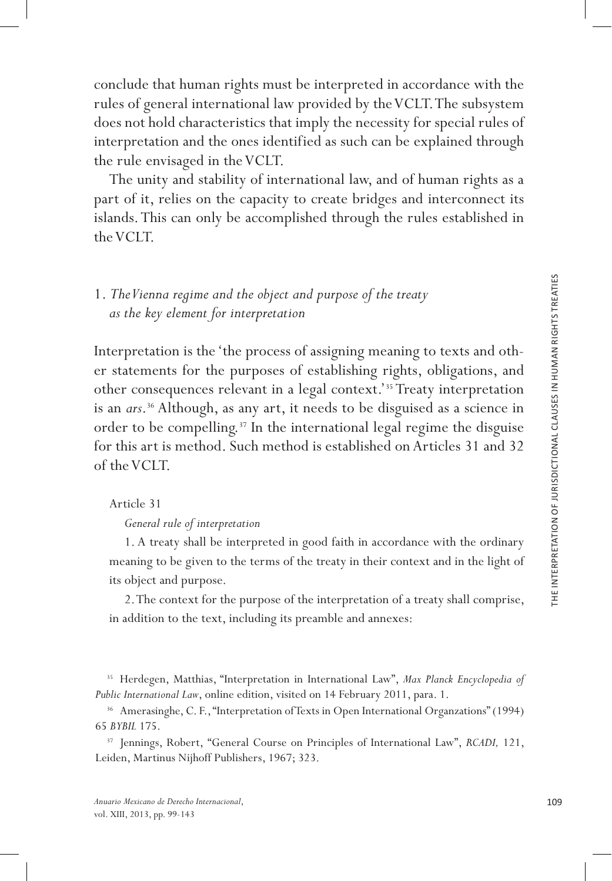conclude that human rights must be interpreted in accordance with the rules of general international law provided by the VCLT. The subsystem does not hold characteristics that imply the necessity for special rules of interpretation and the ones identified as such can be explained through the rule envisaged in the VCLT.

The unity and stability of international law, and of human rights as a part of it, relies on the capacity to create bridges and interconnect its islands. This can only be accomplished through the rules established in the VCLT.

## 1. *The Vienna regime and the object and purpose of the treaty as the key element for interpretation*

Interpretation is the 'the process of assigning meaning to texts and other statements for the purposes of establishing rights, obligations, and other consequences relevant in a legal context.'[35] Treaty interpretation is an *ars*.[36] Although, as any art, it needs to be disguised as a science in order to be compelling.[37] In the international legal regime the disguise for this art is method. Such method is established on Articles 31 and 32 of the VCLT.

> Article 31
>
> *General rule of interpretation*
>
> 1. A treaty shall be interpreted in good faith in accordance with the ordinary meaning to be given to the terms of the treaty in their context and in the light of its object and purpose.
>
> 2. The context for the purpose of the interpretation of a treaty shall comprise, in addition to the text, including its preamble and annexes:

[35] Herdegen, Matthias, "Interpretation in International Law", *Max Planck Encyclopedia of Public International Law*, online edition, visited on 14 February 2011, para. 1.

[36] Amerasinghe, C. F., "Interpretation of Texts in Open International Organzations" (1994) 65 *BYBIL* 175.

[37] Jennings, Robert, "General Course on Principles of International Law", *RCADI,* 121, Leiden, Martinus Nijhoff Publishers, 1967; 323.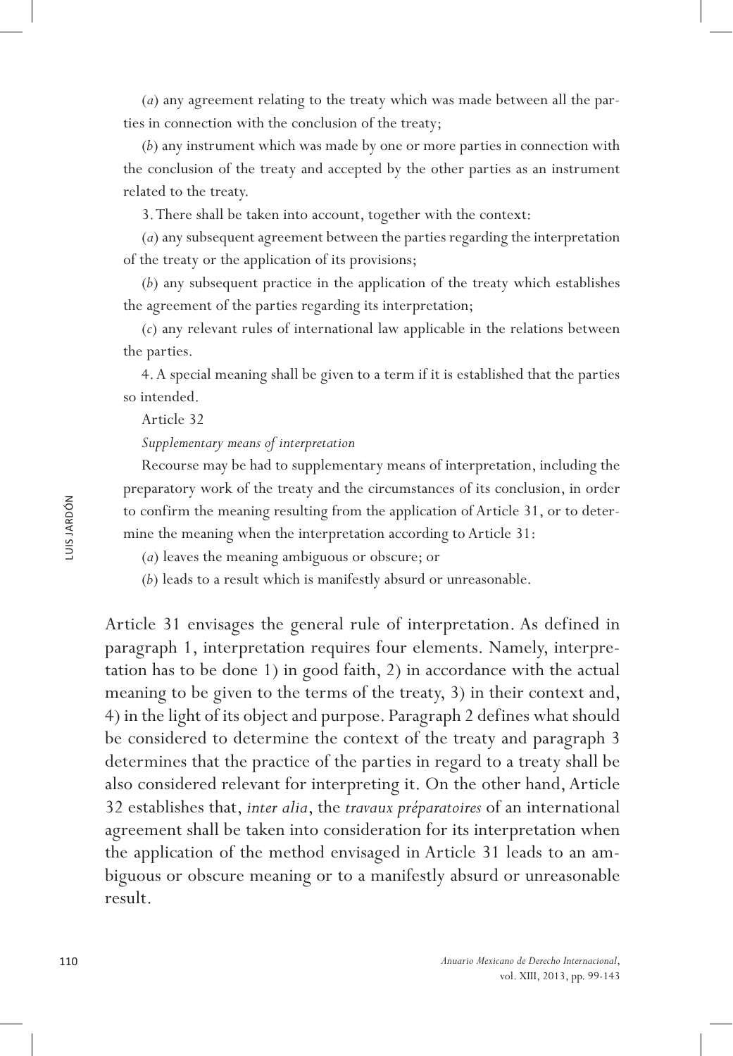(*a*) any agreement relating to the treaty which was made between all the parties in connection with the conclusion of the treaty;

(*b*) any instrument which was made by one or more parties in connection with the conclusion of the treaty and accepted by the other parties as an instrument related to the treaty.

3. There shall be taken into account, together with the context:

(*a*) any subsequent agreement between the parties regarding the interpretation of the treaty or the application of its provisions;

(*b*) any subsequent practice in the application of the treaty which establishes the agreement of the parties regarding its interpretation;

(*c*) any relevant rules of international law applicable in the relations between the parties.

4. A special meaning shall be given to a term if it is established that the parties so intended.

Article 32

*Supplementary means of interpretation*

Recourse may be had to supplementary means of interpretation, including the preparatory work of the treaty and the circumstances of its conclusion, in order to confirm the meaning resulting from the application of Article 31, or to determine the meaning when the interpretation according to Article 31:

(*a*) leaves the meaning ambiguous or obscure; or

(*b*) leads to a result which is manifestly absurd or unreasonable.

Article 31 envisages the general rule of interpretation. As defined in paragraph 1, interpretation requires four elements. Namely, interpretation has to be done 1) in good faith, 2) in accordance with the actual meaning to be given to the terms of the treaty, 3) in their context and, 4) in the light of its object and purpose. Paragraph 2 defines what should be considered to determine the context of the treaty and paragraph 3 determines that the practice of the parties in regard to a treaty shall be also considered relevant for interpreting it. On the other hand, Article 32 establishes that, *inter alia*, the *travaux préparatoires* of an international agreement shall be taken into consideration for its interpretation when the application of the method envisaged in Article 31 leads to an ambiguous or obscure meaning or to a manifestly absurd or unreasonable result.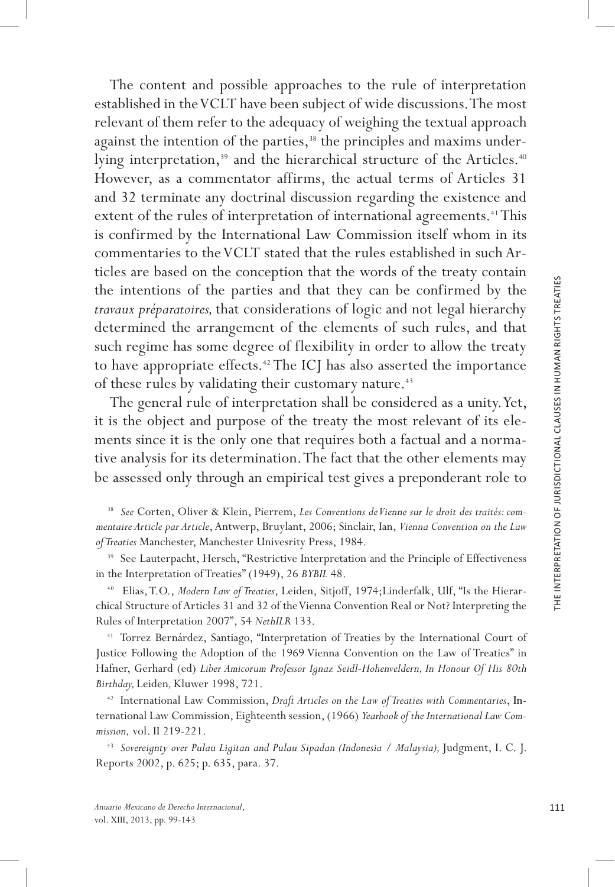The content and possible approaches to the rule of interpretation established in the VCLT have been subject of wide discussions. The most relevant of them refer to the adequacy of weighing the textual approach against the intention of the parties,[38] the principles and maxims underlying interpretation,[39] and the hierarchical structure of the Articles.[40] However, as a commentator affirms, the actual terms of Articles 31 and 32 terminate any doctrinal discussion regarding the existence and extent of the rules of interpretation of international agreements.[41] This is confirmed by the International Law Commission itself whom in its commentaries to the VCLT stated that the rules established in such Articles are based on the conception that the words of the treaty contain the intentions of the parties and that they can be confirmed by the *travaux préparatoires,* that considerations of logic and not legal hierarchy determined the arrangement of the elements of such rules, and that such regime has some degree of flexibility in order to allow the treaty to have appropriate effects.[42] The ICJ has also asserted the importance of these rules by validating their customary nature.[43]

The general rule of interpretation shall be considered as a unity. Yet, it is the object and purpose of the treaty the most relevant of its elements since it is the only one that requires both a factual and a normative analysis for its determination. The fact that the other elements may be assessed only through an empirical test gives a preponderant role to

---

[38] *See* Corten, Oliver & Klein, Pierrem, *Les Conventions de Vienne sur le droit des traités: commentaire Article par Article*, Antwerp, Bruylant, 2006; Sinclair, Ian, *Vienna Convention on the Law of Treaties* Manchester, Manchester Univesrity Press, 1984.

[39] See Lauterpacht, Hersch, "Restrictive Interpretation and the Principle of Effectiveness in the Interpretation of Treaties" (1949), 26 *BYBIL* 48.

[40] Elias, T.O., *Modern Law of Treaties*, Leiden, Sitjoff, 1974;Linderfalk, Ulf, "Is the Hierarchical Structure of Articles 31 and 32 of the Vienna Convention Real or Not? Interpreting the Rules of Interpretation 2007", 54 *NethILR* 133.

[41] Torrez Bernárdez, Santiago, "Interpretation of Treaties by the International Court of Justice Following the Adoption of the 1969 Vienna Convention on the Law of Treaties" in Hafner, Gerhard (ed) *Liber Amicorum Professor Ignaz Seidl-Hohenveldern, In Honour Of His 80th Birthday,* Leiden*,* Kluwer 1998, 721.

[42] International Law Commission, *Draft Articles on the Law of Treaties with Commentaries*, International Law Commission, Eighteenth session, (1966) *Yearbook of the International Law Commission,* vol. II 219-221.

[43] *Sovereignty over Pulau Ligitan and Pulau Sipadan (Indonesia / Malaysia),* Judgment, I. C. J. Reports 2002, p. 625; p. 635, para. 37.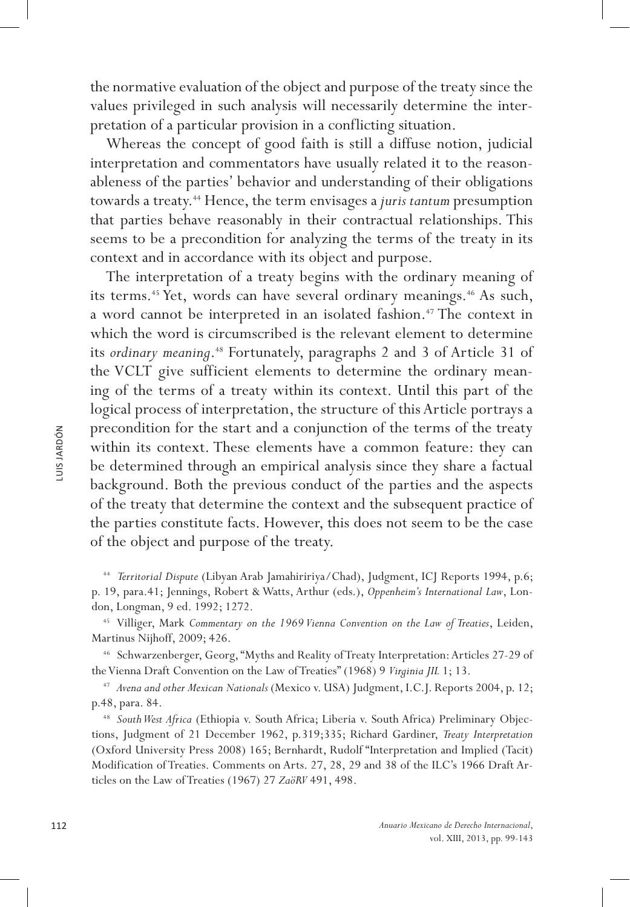the normative evaluation of the object and purpose of the treaty since the values privileged in such analysis will necessarily determine the interpretation of a particular provision in a conflicting situation.

Whereas the concept of good faith is still a diffuse notion, judicial interpretation and commentators have usually related it to the reasonableness of the parties' behavior and understanding of their obligations towards a treaty.[44] Hence, the term envisages a *juris tantum* presumption that parties behave reasonably in their contractual relationships. This seems to be a precondition for analyzing the terms of the treaty in its context and in accordance with its object and purpose.

The interpretation of a treaty begins with the ordinary meaning of its terms.[45] Yet, words can have several ordinary meanings.[46] As such, a word cannot be interpreted in an isolated fashion.[47] The context in which the word is circumscribed is the relevant element to determine its *ordinary meaning*.[48] Fortunately, paragraphs 2 and 3 of Article 31 of the VCLT give sufficient elements to determine the ordinary meaning of the terms of a treaty within its context. Until this part of the logical process of interpretation, the structure of this Article portrays a precondition for the start and a conjunction of the terms of the treaty within its context. These elements have a common feature: they can be determined through an empirical analysis since they share a factual background. Both the previous conduct of the parties and the aspects of the treaty that determine the context and the subsequent practice of the parties constitute facts. However, this does not seem to be the case of the object and purpose of the treaty.

[44] *Territorial Dispute* (Libyan Arab Jamahiririya/Chad), Judgment, ICJ Reports 1994, p.6; p. 19, para.41; Jennings, Robert & Watts, Arthur (eds.), *Oppenheim's International Law*, London, Longman, 9 ed. 1992; 1272.

[45] Villiger, Mark *Commentary on the 1969 Vienna Convention on the Law of Treaties*, Leiden, Martinus Nijhoff, 2009; 426.

[46] Schwarzenberger, Georg, "Myths and Reality of Treaty Interpretation: Articles 27-29 of the Vienna Draft Convention on the Law of Treaties" (1968) 9 *Virginia JIL* 1; 13.

[47] *Avena and other Mexican Nationals* (Mexico v. USA) Judgment, I.C.J. Reports 2004, p. 12; p.48, para. 84.

[48] *South West Africa* (Ethiopia v. South Africa; Liberia v. South Africa) Preliminary Objections, Judgment of 21 December 1962, p.319;335; Richard Gardiner, *Treaty Interpretation* (Oxford University Press 2008) 165; Bernhardt, Rudolf "Interpretation and Implied (Tacit) Modification of Treaties. Comments on Arts. 27, 28, 29 and 38 of the ILC's 1966 Draft Articles on the Law of Treaties (1967) 27 *ZaöRV* 491, 498.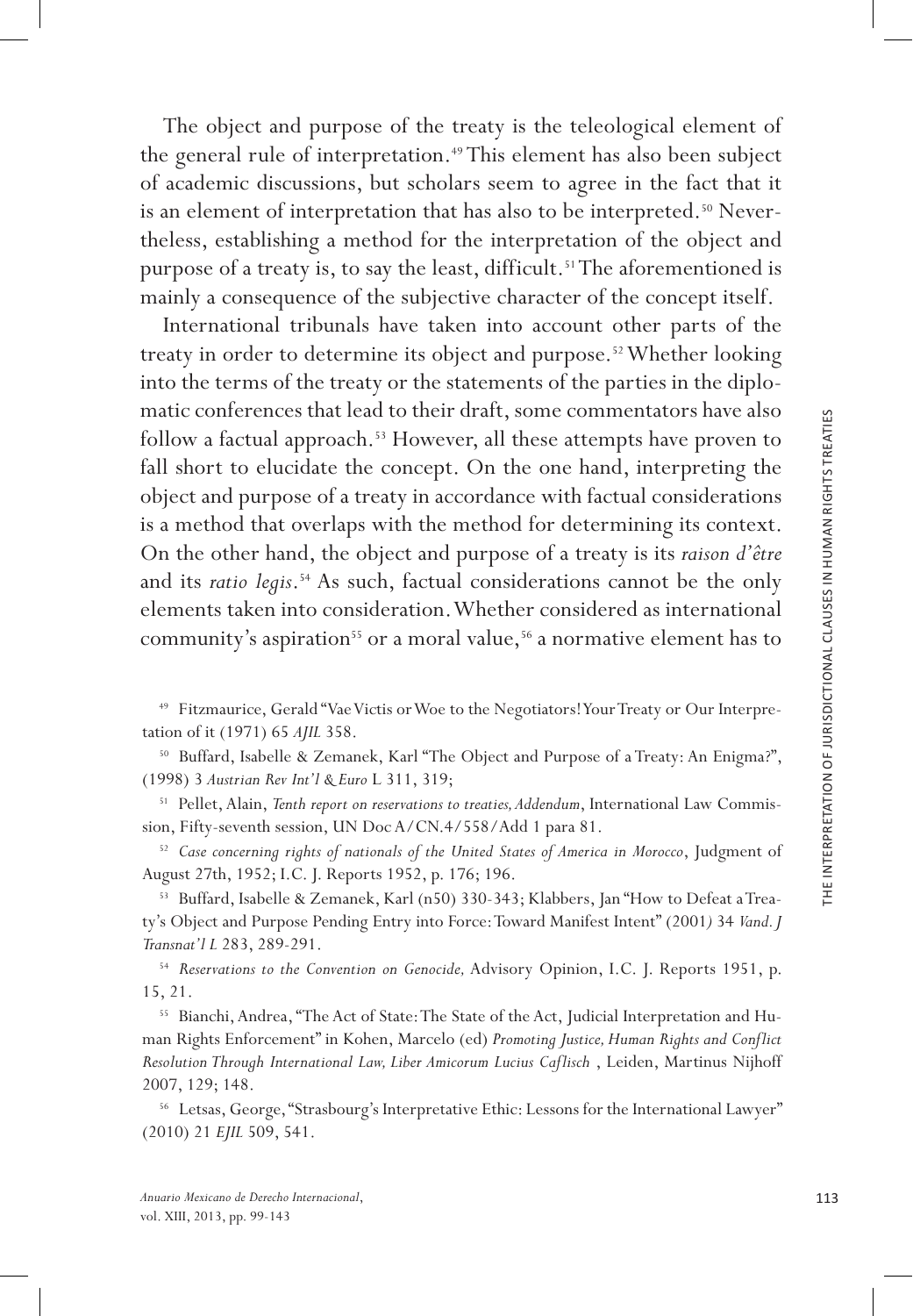The object and purpose of the treaty is the teleological element of the general rule of interpretation.[49] This element has also been subject of academic discussions, but scholars seem to agree in the fact that it is an element of interpretation that has also to be interpreted.[50] Nevertheless, establishing a method for the interpretation of the object and purpose of a treaty is, to say the least, difficult.[51] The aforementioned is mainly a consequence of the subjective character of the concept itself.

International tribunals have taken into account other parts of the treaty in order to determine its object and purpose.[52] Whether looking into the terms of the treaty or the statements of the parties in the diplomatic conferences that lead to their draft, some commentators have also follow a factual approach.[53] However, all these attempts have proven to fall short to elucidate the concept. On the one hand, interpreting the object and purpose of a treaty in accordance with factual considerations is a method that overlaps with the method for determining its context. On the other hand, the object and purpose of a treaty is its *raison d'être* and its *ratio legis*.[54] As such, factual considerations cannot be the only elements taken into consideration. Whether considered as international community's aspiration[55] or a moral value,[56] a normative element has to

---

[49] Fitzmaurice, Gerald "Vae Victis or Woe to the Negotiators! Your Treaty or Our Interpretation of it (1971) 65 *AJIL* 358.

[50] Buffard, Isabelle & Zemanek, Karl "The Object and Purpose of a Treaty: An Enigma?", (1998) 3 *Austrian Rev Int'l & Euro* L 311, 319;

[51] Pellet, Alain, *Tenth report on reservations to treaties, Addendum*, International Law Commission, Fifty-seventh session, UN Doc A/CN.4/558/Add 1 para 81.

[52] *Case concerning rights of nationals of the United States of America in Morocco*, Judgment of August 27th, 1952; I.C. J. Reports 1952, p. 176; 196.

[53] Buffard, Isabelle & Zemanek, Karl (n50) 330-343; Klabbers, Jan "How to Defeat a Treaty's Object and Purpose Pending Entry into Force: Toward Manifest Intent" (2001) 34 *Vand. J Transnat'l L* 283, 289-291.

[54] *Reservations to the Convention on Genocide,* Advisory Opinion, I.C. J. Reports 1951, p. 15, 21.

[55] Bianchi, Andrea, "The Act of State: The State of the Act, Judicial Interpretation and Human Rights Enforcement" in Kohen, Marcelo (ed) *Promoting Justice, Human Rights and Conflict Resolution Through International Law, Liber Amicorum Lucius Caflisch* , Leiden, Martinus Nijhoff 2007, 129; 148.

[56] Letsas, George, "Strasbourg's Interpretative Ethic: Lessons for the International Lawyer" (2010) 21 *EJIL* 509, 541.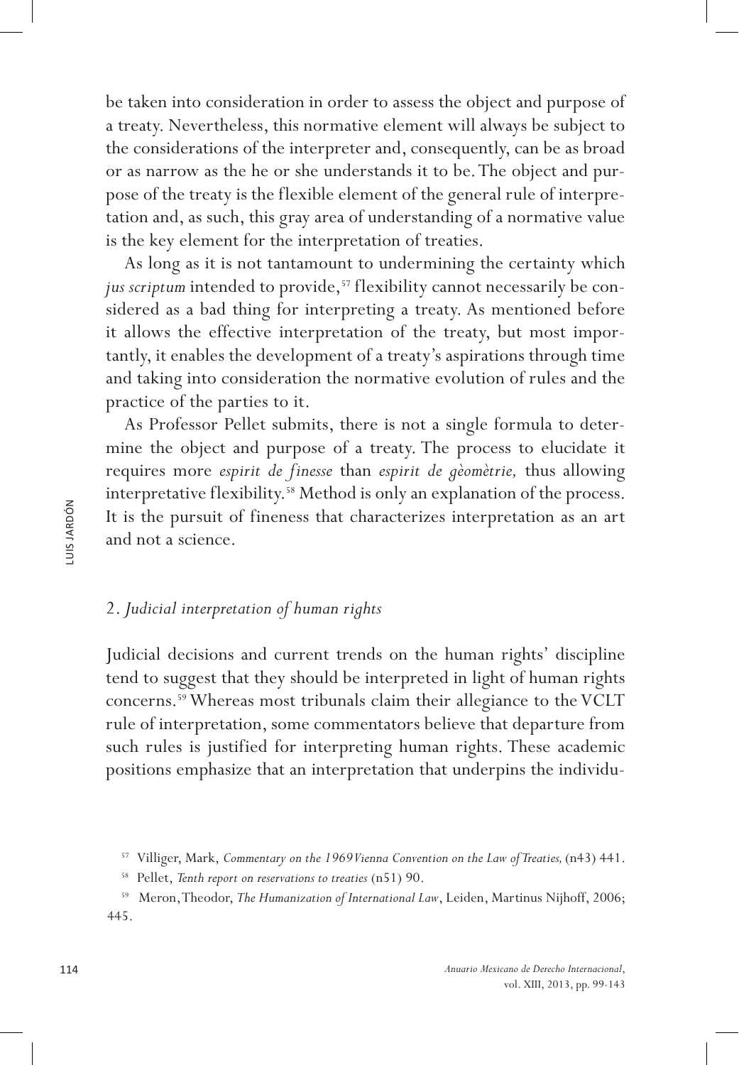be taken into consideration in order to assess the object and purpose of a treaty. Nevertheless, this normative element will always be subject to the considerations of the interpreter and, consequently, can be as broad or as narrow as the he or she understands it to be. The object and purpose of the treaty is the flexible element of the general rule of interpretation and, as such, this gray area of understanding of a normative value is the key element for the interpretation of treaties.

As long as it is not tantamount to undermining the certainty which *jus scriptum* intended to provide,[57] flexibility cannot necessarily be considered as a bad thing for interpreting a treaty. As mentioned before it allows the effective interpretation of the treaty, but most importantly, it enables the development of a treaty's aspirations through time and taking into consideration the normative evolution of rules and the practice of the parties to it.

As Professor Pellet submits, there is not a single formula to determine the object and purpose of a treaty. The process to elucidate it requires more *espirit de finesse* than *espirit de gèomètrie,* thus allowing interpretative flexibility.[58] Method is only an explanation of the process. It is the pursuit of fineness that characterizes interpretation as an art and not a science.

## 2. *Judicial interpretation of human rights*

Judicial decisions and current trends on the human rights' discipline tend to suggest that they should be interpreted in light of human rights concerns.[59] Whereas most tribunals claim their allegiance to the VCLT rule of interpretation, some commentators believe that departure from such rules is justified for interpreting human rights. These academic positions emphasize that an interpretation that underpins the individu-

[57] Villiger, Mark, *Commentary on the 1969 Vienna Convention on the Law of Treaties,* (n43) 441.

[58] Pellet, *Tenth report on reservations to treaties* (n51) 90.

[59] Meron, Theodor, *The Humanization of International Law*, Leiden, Martinus Nijhoff, 2006; 445.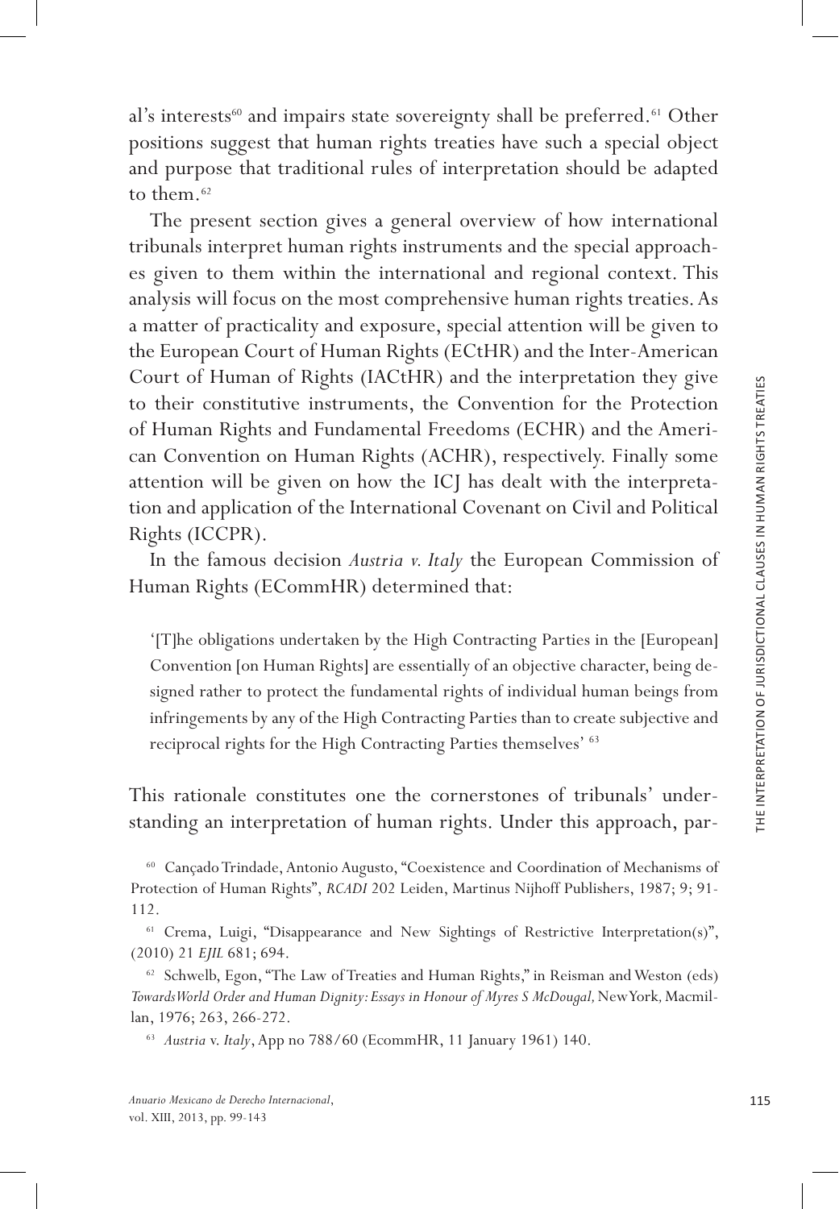al's interests[60] and impairs state sovereignty shall be preferred.[61] Other positions suggest that human rights treaties have such a special object and purpose that traditional rules of interpretation should be adapted to them.[62]

The present section gives a general overview of how international tribunals interpret human rights instruments and the special approaches given to them within the international and regional context. This analysis will focus on the most comprehensive human rights treaties. As a matter of practicality and exposure, special attention will be given to the European Court of Human Rights (ECtHR) and the Inter-American Court of Human of Rights (IACtHR) and the interpretation they give to their constitutive instruments, the Convention for the Protection of Human Rights and Fundamental Freedoms (ECHR) and the American Convention on Human Rights (ACHR), respectively. Finally some attention will be given on how the ICJ has dealt with the interpretation and application of the International Covenant on Civil and Political Rights (ICCPR).

In the famous decision *Austria v. Italy* the European Commission of Human Rights (ECommHR) determined that:

> '[T]he obligations undertaken by the High Contracting Parties in the [European] Convention [on Human Rights] are essentially of an objective character, being designed rather to protect the fundamental rights of individual human beings from infringements by any of the High Contracting Parties than to create subjective and reciprocal rights for the High Contracting Parties themselves' [63]

This rationale constitutes one the cornerstones of tribunals' understanding an interpretation of human rights. Under this approach, par-

[60] Cançado Trindade, Antonio Augusto, "Coexistence and Coordination of Mechanisms of Protection of Human Rights", *RCADI* 202 Leiden, Martinus Nijhoff Publishers, 1987; 9; 91-112.

[61] Crema, Luigi, "Disappearance and New Sightings of Restrictive Interpretation(s)", (2010) 21 *EJIL* 681; 694.

[62] Schwelb, Egon, "The Law of Treaties and Human Rights," in Reisman and Weston (eds) *Towards World Order and Human Dignity: Essays in Honour of Myres S McDougal,* New York, Macmillan, 1976; 263, 266-272.

[63] *Austria* v. *Italy*, App no 788/60 (EcommHR, 11 January 1961) 140.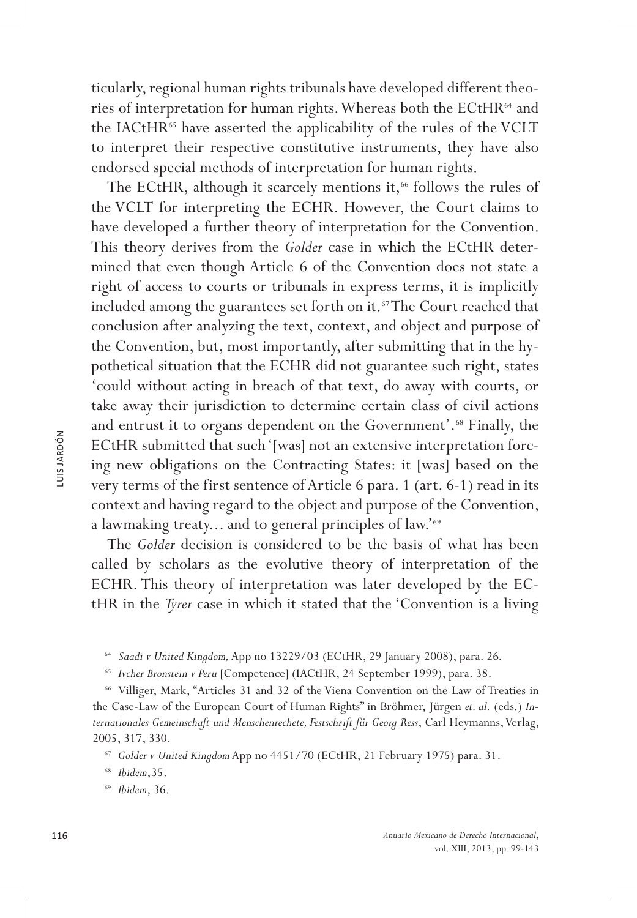ticularly, regional human rights tribunals have developed different theories of interpretation for human rights. Whereas both the ECtHR[64] and the IACtHR[65] have asserted the applicability of the rules of the VCLT to interpret their respective constitutive instruments, they have also endorsed special methods of interpretation for human rights.

The ECtHR, although it scarcely mentions it,[66] follows the rules of the VCLT for interpreting the ECHR. However, the Court claims to have developed a further theory of interpretation for the Convention. This theory derives from the *Golder* case in which the ECtHR determined that even though Article 6 of the Convention does not state a right of access to courts or tribunals in express terms, it is implicitly included among the guarantees set forth on it.[67] The Court reached that conclusion after analyzing the text, context, and object and purpose of the Convention, but, most importantly, after submitting that in the hypothetical situation that the ECHR did not guarantee such right, states 'could without acting in breach of that text, do away with courts, or take away their jurisdiction to determine certain class of civil actions and entrust it to organs dependent on the Government'.[68] Finally, the ECtHR submitted that such '[was] not an extensive interpretation forcing new obligations on the Contracting States: it [was] based on the very terms of the first sentence of Article 6 para. 1 (art. 6-1) read in its context and having regard to the object and purpose of the Convention, a lawmaking treaty... and to general principles of law.'[69]

The *Golder* decision is considered to be the basis of what has been called by scholars as the evolutive theory of interpretation of the ECHR. This theory of interpretation was later developed by the ECtHR in the *Tyrer* case in which it stated that the 'Convention is a living

[64] *Saadi v United Kingdom,* App no 13229/03 (ECtHR, 29 January 2008), para. 26.

[65] *Ivcher Bronstein v Peru* [Competence] (IACtHR, 24 September 1999), para. 38.

[66] Villiger, Mark, "Articles 31 and 32 of the Viena Convention on the Law of Treaties in the Case-Law of the European Court of Human Rights" in Bröhmer, Jürgen *et. al.* (eds.) *Internationales Gemeinschaft und Menschenrechete, Festschrift für Georg Ress*, Carl Heymanns, Verlag, 2005, 317, 330.

[67] *Golder v United Kingdom* App no 4451/70 (ECtHR, 21 February 1975) para. 31.

[68] *Ibidem*, 35.

[69] *Ibidem*, 36.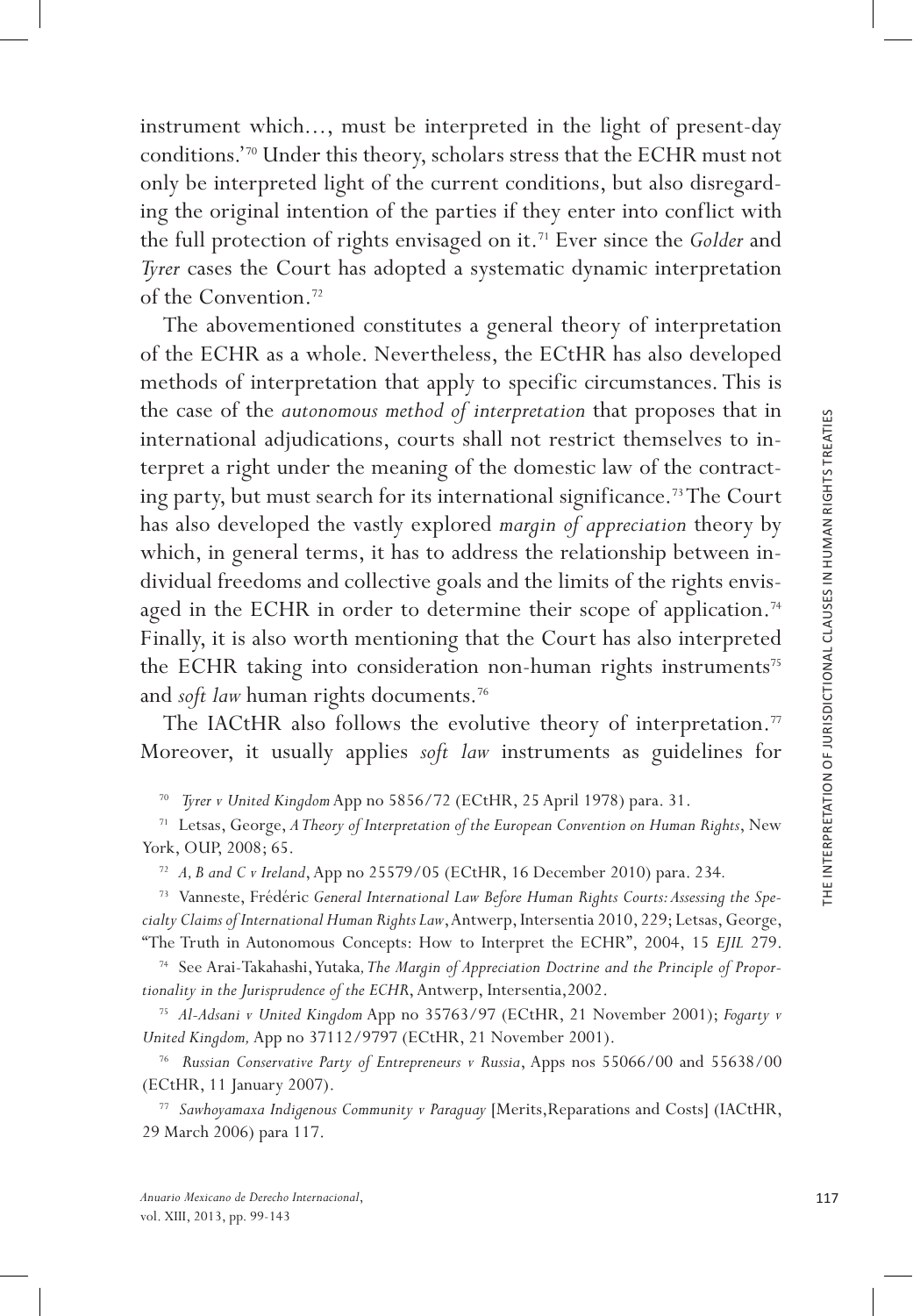instrument which..., must be interpreted in the light of present-day conditions.'[70] Under this theory, scholars stress that the ECHR must not only be interpreted light of the current conditions, but also disregarding the original intention of the parties if they enter into conflict with the full protection of rights envisaged on it.[71] Ever since the *Golder* and *Tyrer* cases the Court has adopted a systematic dynamic interpretation of the Convention.[72]

The abovementioned constitutes a general theory of interpretation of the ECHR as a whole. Nevertheless, the ECtHR has also developed methods of interpretation that apply to specific circumstances. This is the case of the *autonomous method of interpretation* that proposes that in international adjudications, courts shall not restrict themselves to interpret a right under the meaning of the domestic law of the contracting party, but must search for its international significance.[73] The Court has also developed the vastly explored *margin of appreciation* theory by which, in general terms, it has to address the relationship between individual freedoms and collective goals and the limits of the rights envisaged in the ECHR in order to determine their scope of application.[74] Finally, it is also worth mentioning that the Court has also interpreted the ECHR taking into consideration non-human rights instruments[75] and *soft law* human rights documents.[76]

The IACtHR also follows the evolutive theory of interpretation.[77] Moreover, it usually applies *soft law* instruments as guidelines for

[70] *Tyrer v United Kingdom* App no 5856/72 (ECtHR, 25 April 1978) para. 31.

[71] Letsas, George, *A Theory of Interpretation of the European Convention on Human Rights*, New York, OUP, 2008; 65.

[72] *A, B and C v Ireland*, App no 25579/05 (ECtHR, 16 December 2010) para. 234.

[73] Vanneste, Frédéric *General International Law Before Human Rights Courts: Assessing the Specialty Claims of International Human Rights Law*, Antwerp, Intersentia 2010, 229; Letsas, George, "The Truth in Autonomous Concepts: How to Interpret the ECHR", 2004, 15 *EJIL* 279.

[74] See Arai-Takahashi, Yutaka, *The Margin of Appreciation Doctrine and the Principle of Proportionality in the Jurisprudence of the ECHR*, Antwerp, Intersentia, 2002.

[75] *Al-Adsani v United Kingdom* App no 35763/97 (ECtHR, 21 November 2001); *Fogarty v United Kingdom,* App no 37112/9797 (ECtHR, 21 November 2001).

[76] *Russian Conservative Party of Entrepreneurs v Russia*, Apps nos 55066/00 and 55638/00 (ECtHR, 11 January 2007).

[77] *Sawhoyamaxa Indigenous Community v Paraguay* [Merits, Reparations and Costs] (IACtHR, 29 March 2006) para 117.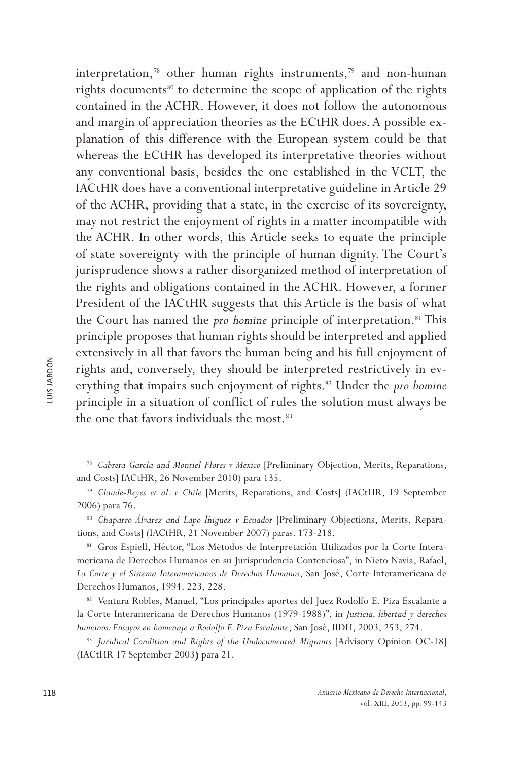interpretation,[78] other human rights instruments,[79] and non-human rights documents[80] to determine the scope of application of the rights contained in the ACHR. However, it does not follow the autonomous and margin of appreciation theories as the ECtHR does. A possible explanation of this difference with the European system could be that whereas the ECtHR has developed its interpretative theories without any conventional basis, besides the one established in the VCLT, the IACtHR does have a conventional interpretative guideline in Article 29 of the ACHR, providing that a state, in the exercise of its sovereignty, may not restrict the enjoyment of rights in a matter incompatible with the ACHR. In other words, this Article seeks to equate the principle of state sovereignty with the principle of human dignity. The Court's jurisprudence shows a rather disorganized method of interpretation of the rights and obligations contained in the ACHR. However, a former President of the IACtHR suggests that this Article is the basis of what the Court has named the *pro homine* principle of interpretation.[81] This principle proposes that human rights should be interpreted and applied extensively in all that favors the human being and his full enjoyment of rights and, conversely, they should be interpreted restrictively in everything that impairs such enjoyment of rights.[82] Under the *pro homine* principle in a situation of conflict of rules the solution must always be the one that favors individuals the most.[83]

---

[78] *Cabrera-García and Montiel-Flores v Mexico* [Preliminary Objection, Merits, Reparations, and Costs] IACtHR, 26 November 2010) para 135.

[79] *Claude-Reyes et al. v Chile* [Merits, Reparations, and Costs] (IACtHR, 19 September 2006) para 76.

[80] *Chaparro-Álvarez and Lapo-Íñiguez v Ecuador* [Preliminary Objections, Merits, Reparations, and Costs] (IACtHR, 21 November 2007) paras. 173-218.

[81] Gros Espiell, Héctor, "Los Métodos de Interpretación Utilizados por la Corte Interamericana de Derechos Humanos en su Jurisprudencia Contenciosa", in Nieto Navia, Rafael, *La Corte y el Sistema Interamericanos de Derechos Humanos*, San José, Corte Interamericana de Derechos Humanos, 1994. 223, 228.

[82] Ventura Robles, Manuel, "Los principales aportes del Juez Rodolfo E. Piza Escalante a la Corte Interamericana de Derechos Humanos (1979-1988)", in *Justicia, libertad y derechos humanos: Ensayos en homenaje a Rodolfo E. Piza Escalante*, San José, IIDH, 2003, 253, 274.

[83] *Juridical Condition and Rights of the Undocumented Migrants* [Advisory Opinion OC-18] (IACtHR 17 September 2003**)** para 21.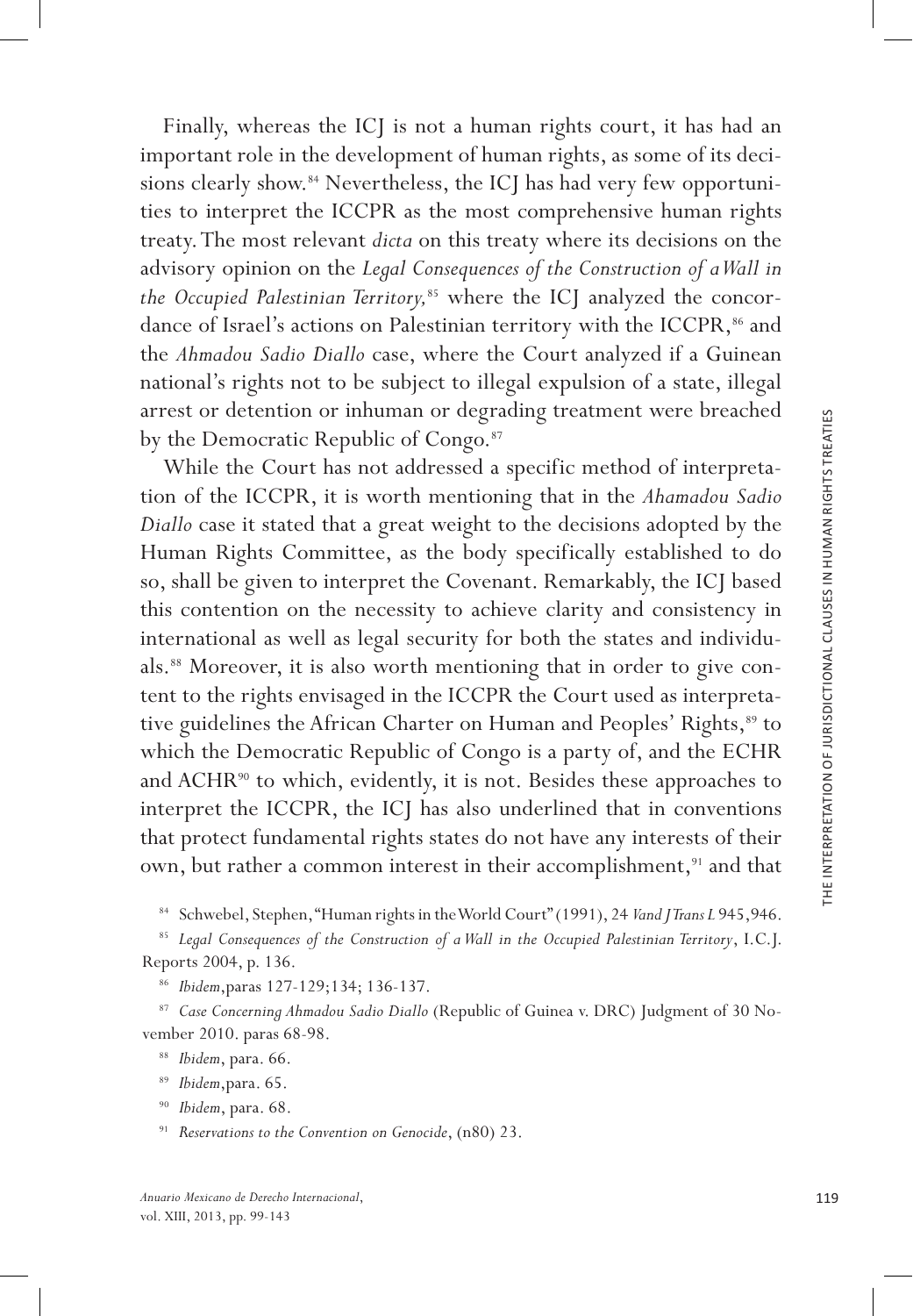Finally, whereas the ICJ is not a human rights court, it has had an important role in the development of human rights, as some of its decisions clearly show.[84] Nevertheless, the ICJ has had very few opportunities to interpret the ICCPR as the most comprehensive human rights treaty. The most relevant *dicta* on this treaty where its decisions on the advisory opinion on the *Legal Consequences of the Construction of a Wall in the Occupied Palestinian Territory,*[85] where the ICJ analyzed the concordance of Israel's actions on Palestinian territory with the ICCPR,[86] and the *Ahmadou Sadio Diallo* case, where the Court analyzed if a Guinean national's rights not to be subject to illegal expulsion of a state, illegal arrest or detention or inhuman or degrading treatment were breached by the Democratic Republic of Congo.[87]

While the Court has not addressed a specific method of interpretation of the ICCPR, it is worth mentioning that in the *Ahamadou Sadio Diallo* case it stated that a great weight to the decisions adopted by the Human Rights Committee, as the body specifically established to do so, shall be given to interpret the Covenant. Remarkably, the ICJ based this contention on the necessity to achieve clarity and consistency in international as well as legal security for both the states and individuals.[88] Moreover, it is also worth mentioning that in order to give content to the rights envisaged in the ICCPR the Court used as interpretative guidelines the African Charter on Human and Peoples' Rights,[89] to which the Democratic Republic of Congo is a party of, and the ECHR and ACHR[90] to which, evidently, it is not. Besides these approaches to interpret the ICCPR, the ICJ has also underlined that in conventions that protect fundamental rights states do not have any interests of their own, but rather a common interest in their accomplishment,[91] and that

[84] Schwebel, Stephen, "Human rights in the World Court" (1991), 24 *Vand J Trans L* 945,946.

[85] *Legal Consequences of the Construction of a Wall in the Occupied Palestinian Territory*, I.C.J. Reports 2004, p. 136.

[86] *Ibidem*,paras 127-129;134; 136-137.

[87] *Case Concerning Ahmadou Sadio Diallo* (Republic of Guinea v. DRC) Judgment of 30 November 2010. paras 68-98.

[88] *Ibidem*, para. 66.

[89] *Ibidem*,para. 65.

[90] *Ibidem*, para. 68.

[91] *Reservations to the Convention on Genocide*, (n80) 23.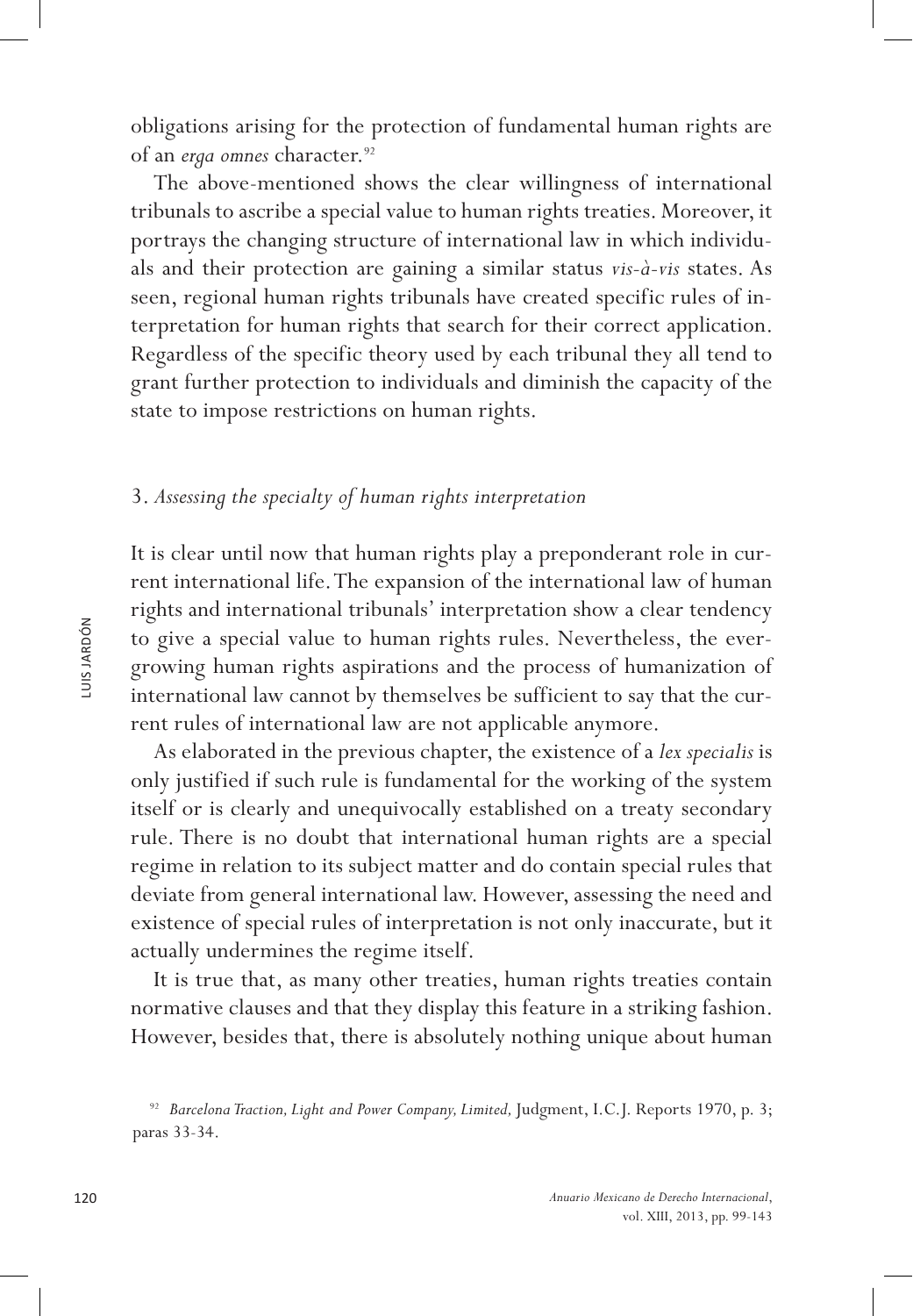obligations arising for the protection of fundamental human rights are of an *erga omnes* character.[92]

The above-mentioned shows the clear willingness of international tribunals to ascribe a special value to human rights treaties. Moreover, it portrays the changing structure of international law in which individuals and their protection are gaining a similar status *vis-à-vis* states. As seen, regional human rights tribunals have created specific rules of interpretation for human rights that search for their correct application. Regardless of the specific theory used by each tribunal they all tend to grant further protection to individuals and diminish the capacity of the state to impose restrictions on human rights.

### 3. *Assessing the specialty of human rights interpretation*

It is clear until now that human rights play a preponderant role in current international life. The expansion of the international law of human rights and international tribunals' interpretation show a clear tendency to give a special value to human rights rules. Nevertheless, the ever-growing human rights aspirations and the process of humanization of international law cannot by themselves be sufficient to say that the current rules of international law are not applicable anymore.

As elaborated in the previous chapter, the existence of a *lex specialis* is only justified if such rule is fundamental for the working of the system itself or is clearly and unequivocally established on a treaty secondary rule. There is no doubt that international human rights are a special regime in relation to its subject matter and do contain special rules that deviate from general international law. However, assessing the need and existence of special rules of interpretation is not only inaccurate, but it actually undermines the regime itself.

It is true that, as many other treaties, human rights treaties contain normative clauses and that they display this feature in a striking fashion. However, besides that, there is absolutely nothing unique about human

[92] *Barcelona Traction, Light and Power Company, Limited,* Judgment, I.C.J. Reports 1970, p. 3; paras 33-34.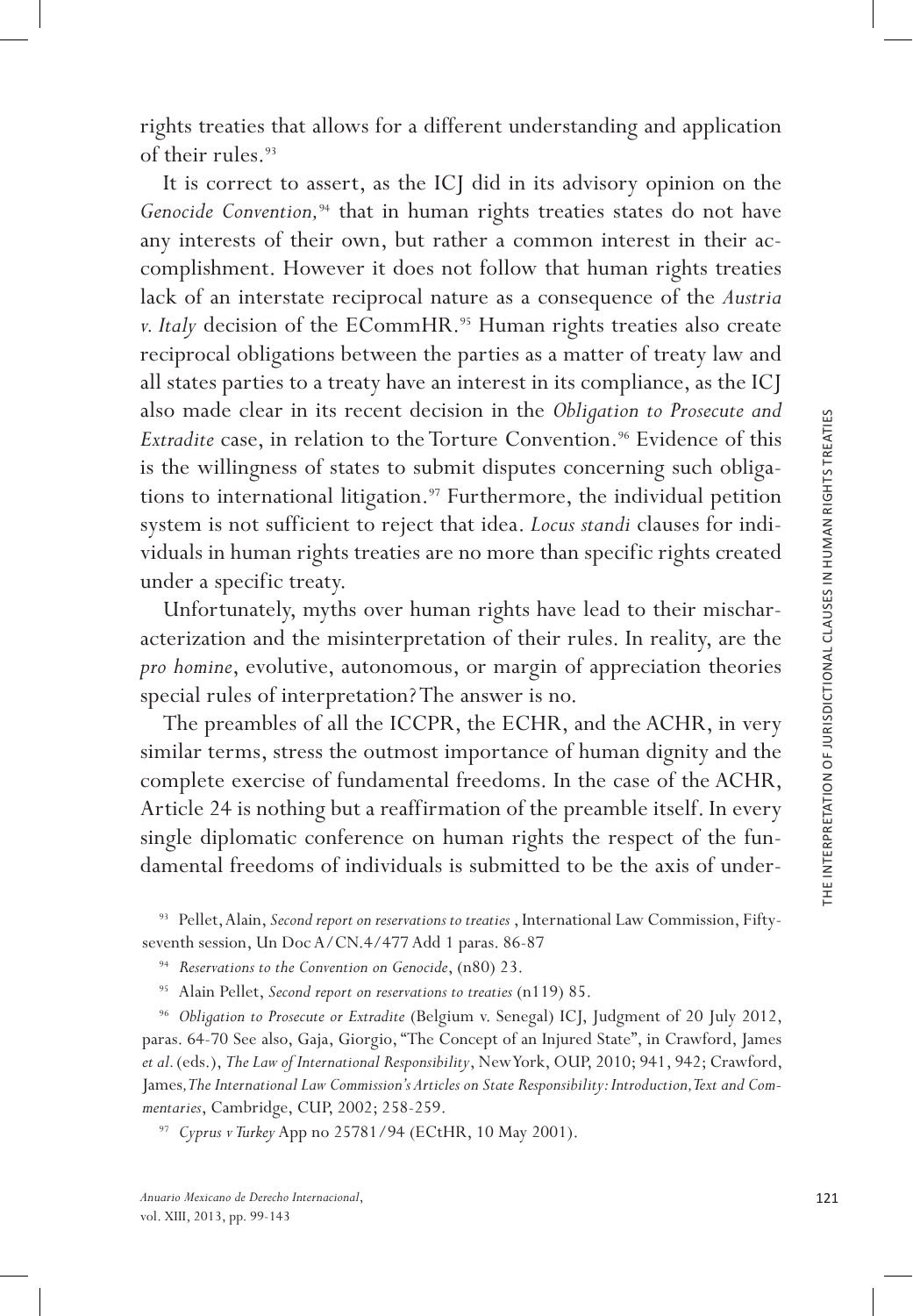rights treaties that allows for a different understanding and application of their rules.[93]

It is correct to assert, as the ICJ did in its advisory opinion on the *Genocide Convention,*[94] that in human rights treaties states do not have any interests of their own, but rather a common interest in their accomplishment. However it does not follow that human rights treaties lack of an interstate reciprocal nature as a consequence of the *Austria v. Italy* decision of the ECommHR.[95] Human rights treaties also create reciprocal obligations between the parties as a matter of treaty law and all states parties to a treaty have an interest in its compliance, as the ICJ also made clear in its recent decision in the *Obligation to Prosecute and Extradite* case, in relation to the Torture Convention.[96] Evidence of this is the willingness of states to submit disputes concerning such obligations to international litigation.[97] Furthermore, the individual petition system is not sufficient to reject that idea. *Locus standi* clauses for individuals in human rights treaties are no more than specific rights created under a specific treaty.

Unfortunately, myths over human rights have lead to their mischaracterization and the misinterpretation of their rules. In reality, are the *pro homine*, evolutive, autonomous, or margin of appreciation theories special rules of interpretation? The answer is no.

The preambles of all the ICCPR, the ECHR, and the ACHR, in very similar terms, stress the outmost importance of human dignity and the complete exercise of fundamental freedoms. In the case of the ACHR, Article 24 is nothing but a reaffirmation of the preamble itself. In every single diplomatic conference on human rights the respect of the fundamental freedoms of individuals is submitted to be the axis of under-

---

[93] Pellet, Alain, *Second report on reservations to treaties* , International Law Commission, Fifty-seventh session, Un Doc A/CN.4/477 Add 1 paras. 86-87

[94] *Reservations to the Convention on Genocide*, (n80) 23.

[95] Alain Pellet, *Second report on reservations to treaties* (n119) 85.

[96] *Obligation to Prosecute or Extradite* (Belgium v. Senegal) ICJ, Judgment of 20 July 2012, paras. 64-70 See also, Gaja, Giorgio, "The Concept of an Injured State", in Crawford, James *et al.* (eds.), *The Law of International Responsibility*, New York, OUP, 2010; 941, 942; Crawford, James, *The International Law Commission's Articles on State Responsibility: Introduction, Text and Commentaries*, Cambridge, CUP, 2002; 258-259.

[97] *Cyprus v Turkey* App no 25781/94 (ECtHR, 10 May 2001).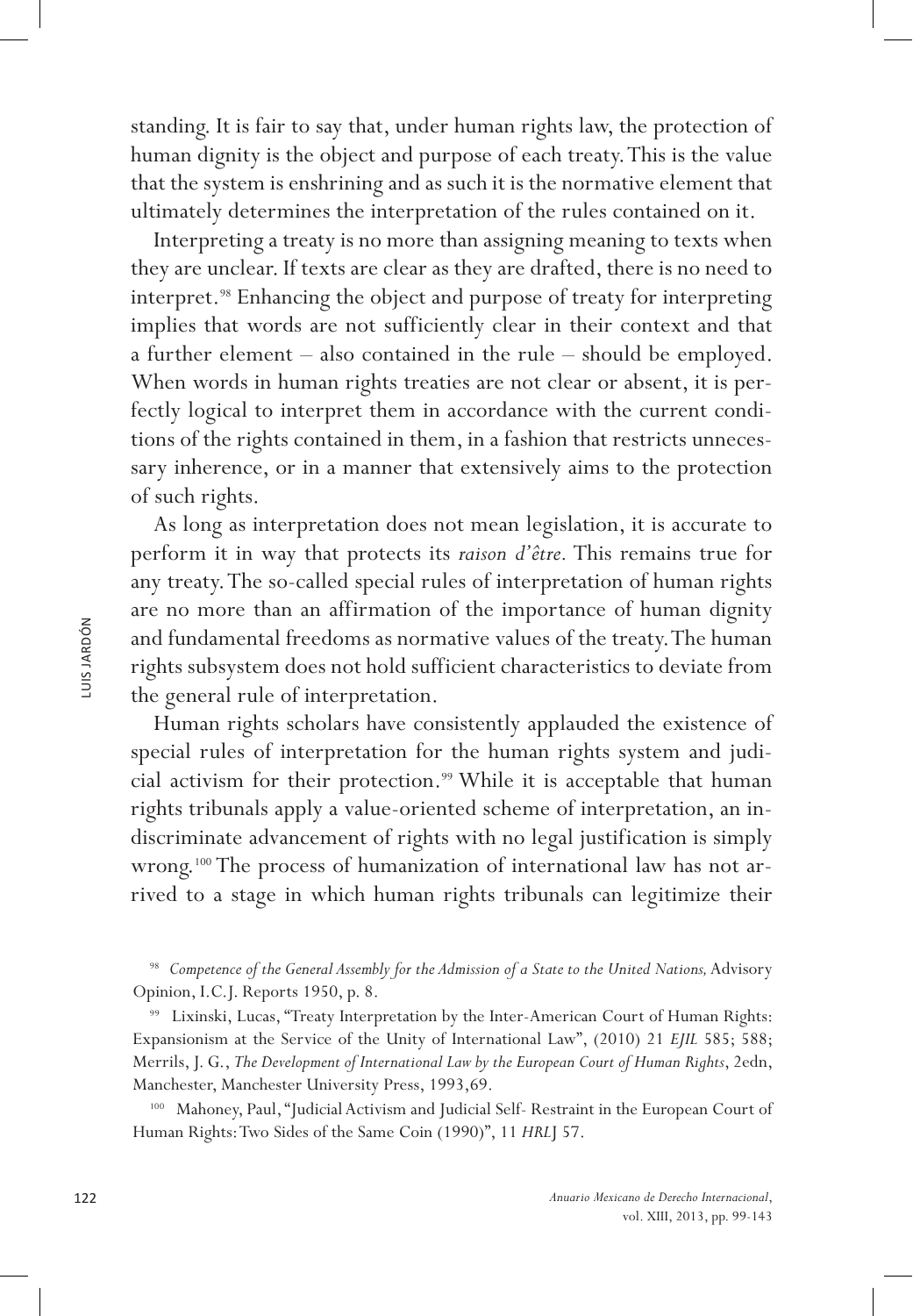standing. It is fair to say that, under human rights law, the protection of human dignity is the object and purpose of each treaty. This is the value that the system is enshrining and as such it is the normative element that ultimately determines the interpretation of the rules contained on it.

Interpreting a treaty is no more than assigning meaning to texts when they are unclear. If texts are clear as they are drafted, there is no need to interpret.[98] Enhancing the object and purpose of treaty for interpreting implies that words are not sufficiently clear in their context and that a further element – also contained in the rule – should be employed. When words in human rights treaties are not clear or absent, it is perfectly logical to interpret them in accordance with the current conditions of the rights contained in them, in a fashion that restricts unnecessary inherence, or in a manner that extensively aims to the protection of such rights.

As long as interpretation does not mean legislation, it is accurate to perform it in way that protects its *raison d'être*. This remains true for any treaty. The so-called special rules of interpretation of human rights are no more than an affirmation of the importance of human dignity and fundamental freedoms as normative values of the treaty. The human rights subsystem does not hold sufficient characteristics to deviate from the general rule of interpretation.

Human rights scholars have consistently applauded the existence of special rules of interpretation for the human rights system and judicial activism for their protection.[99] While it is acceptable that human rights tribunals apply a value-oriented scheme of interpretation, an indiscriminate advancement of rights with no legal justification is simply wrong.[100] The process of humanization of international law has not arrived to a stage in which human rights tribunals can legitimize their

[98] *Competence of the General Assembly for the Admission of a State to the United Nations,* Advisory Opinion, I.C.J. Reports 1950, p. 8.

[99] Lixinski, Lucas, "Treaty Interpretation by the Inter-American Court of Human Rights: Expansionism at the Service of the Unity of International Law", (2010) 21 *EJIL* 585; 588; Merrils, J. G., *The Development of International Law by the European Court of Human Rights*, 2edn, Manchester, Manchester University Press, 1993,69.

[100] Mahoney, Paul, "Judicial Activism and Judicial Self- Restraint in the European Court of Human Rights: Two Sides of the Same Coin (1990)", 11 *HRLJ* 57.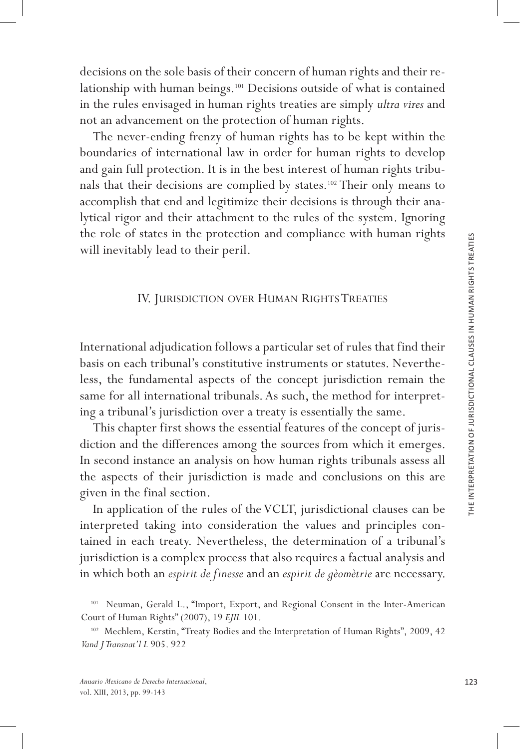decisions on the sole basis of their concern of human rights and their relationship with human beings.[101] Decisions outside of what is contained in the rules envisaged in human rights treaties are simply *ultra vires* and not an advancement on the protection of human rights.

The never-ending frenzy of human rights has to be kept within the boundaries of international law in order for human rights to develop and gain full protection. It is in the best interest of human rights tribunals that their decisions are complied by states.[102] Their only means to accomplish that end and legitimize their decisions is through their analytical rigor and their attachment to the rules of the system. Ignoring the role of states in the protection and compliance with human rights will inevitably lead to their peril.

## IV. Jurisdiction over Human Rights Treaties

International adjudication follows a particular set of rules that find their basis on each tribunal's constitutive instruments or statutes. Nevertheless, the fundamental aspects of the concept jurisdiction remain the same for all international tribunals. As such, the method for interpreting a tribunal's jurisdiction over a treaty is essentially the same.

This chapter first shows the essential features of the concept of jurisdiction and the differences among the sources from which it emerges. In second instance an analysis on how human rights tribunals assess all the aspects of their jurisdiction is made and conclusions on this are given in the final section.

In application of the rules of the VCLT, jurisdictional clauses can be interpreted taking into consideration the values and principles contained in each treaty. Nevertheless, the determination of a tribunal's jurisdiction is a complex process that also requires a factual analysis and in which both an *espirit de finesse* and an *espirit de gèomètrie* are necessary.

[101] Neuman, Gerald L., "Import, Export, and Regional Consent in the Inter-American Court of Human Rights" (2007), 19 *EJIL* 101.

[102] Mechlem, Kerstin, "Treaty Bodies and the Interpretation of Human Rights", 2009, 42 *Vand J Transnat'l L* 905. 922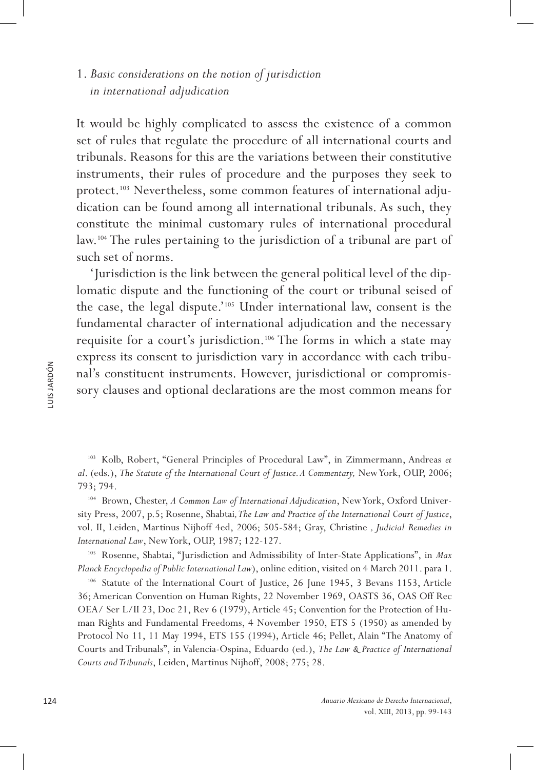### 1. *Basic considerations on the notion of jurisdiction in international adjudication*

It would be highly complicated to assess the existence of a common set of rules that regulate the procedure of all international courts and tribunals. Reasons for this are the variations between their constitutive instruments, their rules of procedure and the purposes they seek to protect.[103] Nevertheless, some common features of international adjudication can be found among all international tribunals. As such, they constitute the minimal customary rules of international procedural law.[104] The rules pertaining to the jurisdiction of a tribunal are part of such set of norms.

'Jurisdiction is the link between the general political level of the diplomatic dispute and the functioning of the court or tribunal seised of the case, the legal dispute.'[105] Under international law, consent is the fundamental character of international adjudication and the necessary requisite for a court's jurisdiction.[106] The forms in which a state may express its consent to jurisdiction vary in accordance with each tribunal's constituent instruments. However, jurisdictional or compromissory clauses and optional declarations are the most common means for

---

[103] Kolb, Robert, "General Principles of Procedural Law", in Zimmermann, Andreas *et al*. (eds.), *The Statute of the International Court of Justice. A Commentary,* New York, OUP, 2006; 793; 794.

[104] Brown, Chester, *A Common Law of International Adjudication*, New York, Oxford University Press, 2007, p.5; Rosenne, Shabtai, *The Law and Practice of the International Court of Justice*, vol. II, Leiden, Martinus Nijhoff 4ed, 2006; 505-584; Gray, Christine *, Judicial Remedies in International Law*, New York, OUP, 1987; 122-127.

[105] Rosenne, Shabtai, "Jurisdiction and Admissibility of Inter-State Applications", in *Max Planck Encyclopedia of Public International Law*), online edition, visited on 4 March 2011. para 1.

[106] Statute of the International Court of Justice, 26 June 1945, 3 Bevans 1153, Article 36; American Convention on Human Rights, 22 November 1969, OASTS 36, OAS Off Rec OEA/ Ser L/II 23, Doc 21, Rev 6 (1979), Article 45; Convention for the Protection of Human Rights and Fundamental Freedoms, 4 November 1950, ETS 5 (1950) as amended by Protocol No 11, 11 May 1994, ETS 155 (1994), Article 46; Pellet, Alain "The Anatomy of Courts and Tribunals", in Valencia-Ospina, Eduardo (ed.), *The Law & Practice of International Courts and Tribunals*, Leiden, Martinus Nijhoff, 2008; 275; 28.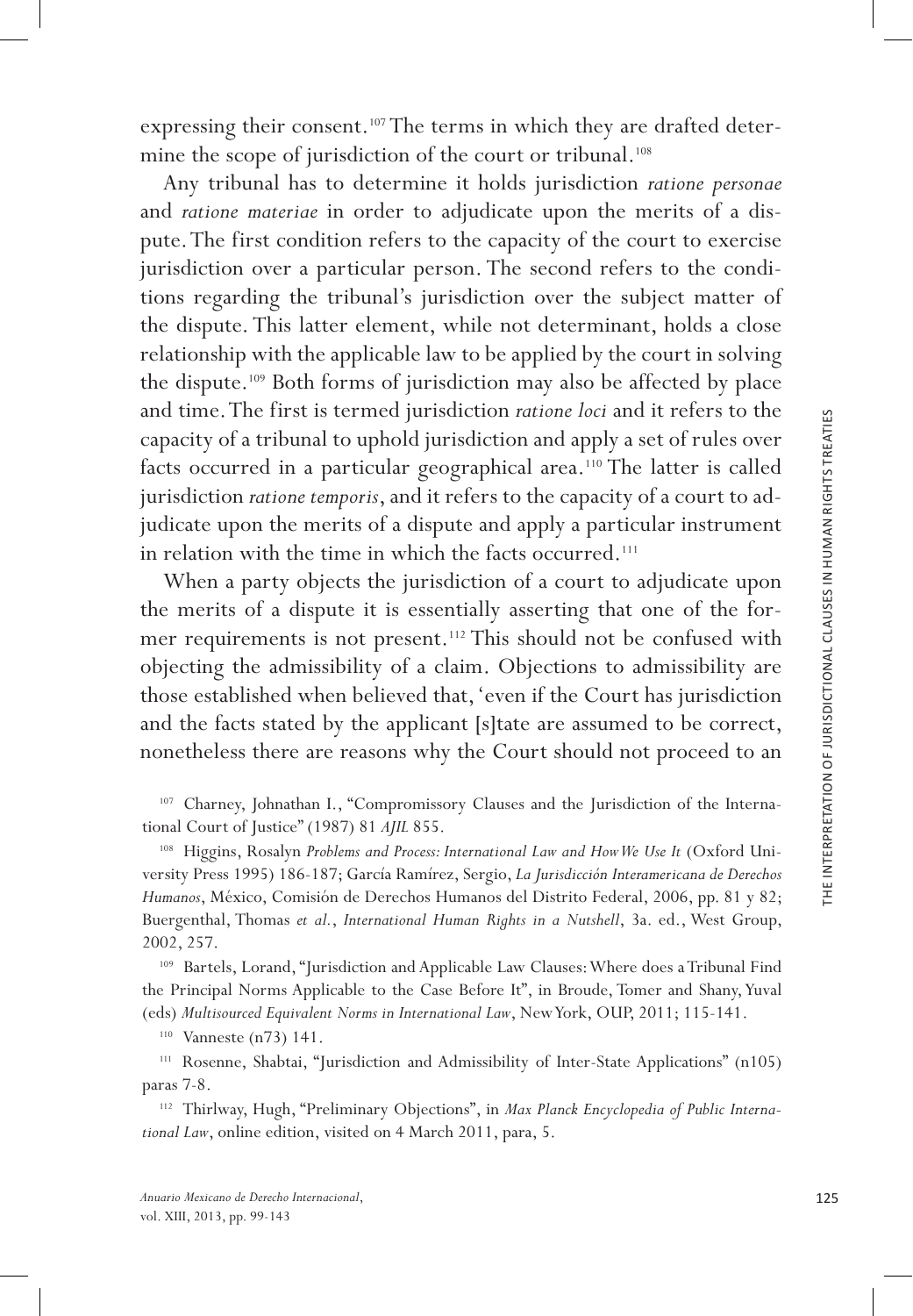expressing their consent.[107] The terms in which they are drafted determine the scope of jurisdiction of the court or tribunal.[108]

Any tribunal has to determine it holds jurisdiction *ratione personae* and *ratione materiae* in order to adjudicate upon the merits of a dispute. The first condition refers to the capacity of the court to exercise jurisdiction over a particular person. The second refers to the conditions regarding the tribunal's jurisdiction over the subject matter of the dispute. This latter element, while not determinant, holds a close relationship with the applicable law to be applied by the court in solving the dispute.[109] Both forms of jurisdiction may also be affected by place and time. The first is termed jurisdiction *ratione loci* and it refers to the capacity of a tribunal to uphold jurisdiction and apply a set of rules over facts occurred in a particular geographical area.[110] The latter is called jurisdiction *ratione temporis*, and it refers to the capacity of a court to adjudicate upon the merits of a dispute and apply a particular instrument in relation with the time in which the facts occurred.[111]

When a party objects the jurisdiction of a court to adjudicate upon the merits of a dispute it is essentially asserting that one of the former requirements is not present.[112] This should not be confused with objecting the admissibility of a claim. Objections to admissibility are those established when believed that, 'even if the Court has jurisdiction and the facts stated by the applicant [s]tate are assumed to be correct, nonetheless there are reasons why the Court should not proceed to an

---

[107] Charney, Johnathan I., "Compromissory Clauses and the Jurisdiction of the International Court of Justice" (1987) 81 *AJIL* 855.

[108] Higgins, Rosalyn *Problems and Process: International Law and How We Use It* (Oxford University Press 1995) 186-187; García Ramírez, Sergio, *La Jurisdicción Interamericana de Derechos Humanos*, México, Comisión de Derechos Humanos del Distrito Federal, 2006, pp. 81 y 82; Buergenthal, Thomas *et al.*, *International Human Rights in a Nutshell*, 3a. ed., West Group, 2002, 257.

[109] Bartels, Lorand, "Jurisdiction and Applicable Law Clauses: Where does a Tribunal Find the Principal Norms Applicable to the Case Before It", in Broude, Tomer and Shany, Yuval (eds) *Multisourced Equivalent Norms in International Law*, New York, OUP, 2011; 115-141.

[110] Vanneste (n73) 141.

[111] Rosenne, Shabtai, "Jurisdiction and Admissibility of Inter-State Applications" (n105) paras 7-8.

[112] Thirlway, Hugh, "Preliminary Objections", in *Max Planck Encyclopedia of Public International Law*, online edition, visited on 4 March 2011, para, 5.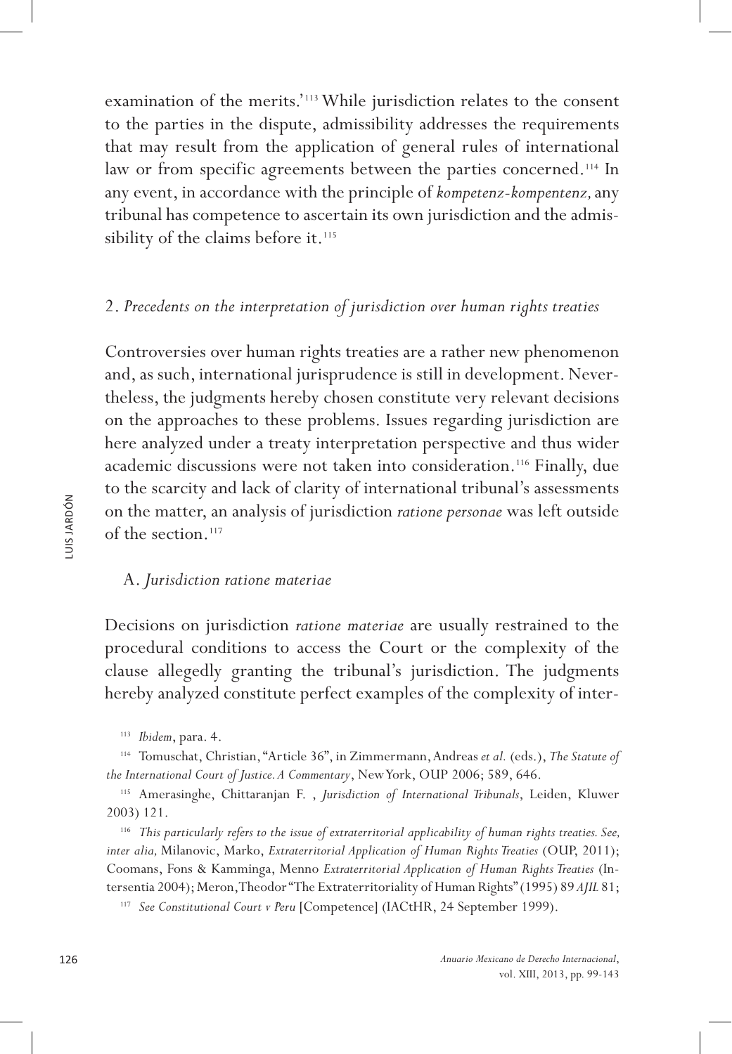examination of the merits.'[113] While jurisdiction relates to the consent to the parties in the dispute, admissibility addresses the requirements that may result from the application of general rules of international law or from specific agreements between the parties concerned.[114] In any event, in accordance with the principle of *kompetenz-kompentenz,* any tribunal has competence to ascertain its own jurisdiction and the admissibility of the claims before it.[115]

### 2. *Precedents on the interpretation of jurisdiction over human rights treaties*

Controversies over human rights treaties are a rather new phenomenon and, as such, international jurisprudence is still in development. Nevertheless, the judgments hereby chosen constitute very relevant decisions on the approaches to these problems. Issues regarding jurisdiction are here analyzed under a treaty interpretation perspective and thus wider academic discussions were not taken into consideration.[116] Finally, due to the scarcity and lack of clarity of international tribunal's assessments on the matter, an analysis of jurisdiction *ratione personae* was left outside of the section.[117]

#### A. *Jurisdiction ratione materiae*

Decisions on jurisdiction *ratione materiae* are usually restrained to the procedural conditions to access the Court or the complexity of the clause allegedly granting the tribunal's jurisdiction. The judgments hereby analyzed constitute perfect examples of the complexity of inter-

---

[113] *Ibidem*, para. 4.

[114] Tomuschat, Christian, "Article 36", in Zimmermann, Andreas *et al.* (eds.), *The Statute of the International Court of Justice. A Commentary*, New York, OUP 2006; 589, 646.

[115] Amerasinghe, Chittaranjan F. , *Jurisdiction of International Tribunals*, Leiden, Kluwer 2003) 121.

[116] *This particularly refers to the issue of extraterritorial applicability of human rights treaties. See, inter alia,* Milanovic, Marko, *Extraterritorial Application of Human Rights Treaties* (OUP, 2011); Coomans, Fons & Kamminga, Menno *Extraterritorial Application of Human Rights Treaties* (Intersentia 2004); Meron, Theodor "The Extraterritoriality of Human Rights" (1995) 89 *AJIL* 81;

[117] *See Constitutional Court v Peru* [Competence] (IACtHR, 24 September 1999).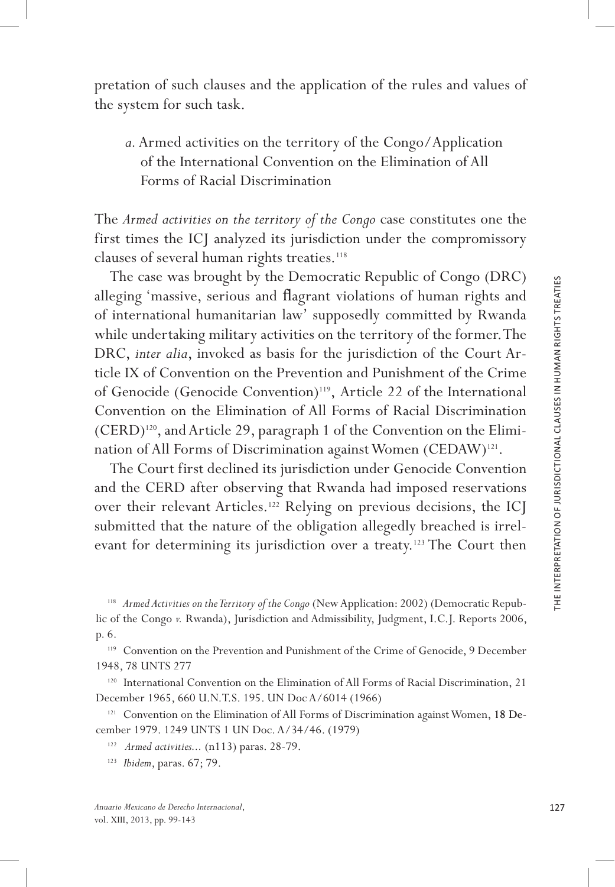pretation of such clauses and the application of the rules and values of the system for such task.

### *a.* Armed activities on the territory of the Congo/Application of the International Convention on the Elimination of All Forms of Racial Discrimination

The *Armed activities on the territory of the Congo* case constitutes one the first times the ICJ analyzed its jurisdiction under the compromissory clauses of several human rights treaties.[118]

The case was brought by the Democratic Republic of Congo (DRC) alleging 'massive, serious and flagrant violations of human rights and of international humanitarian law' supposedly committed by Rwanda while undertaking military activities on the territory of the former. The DRC, *inter alia*, invoked as basis for the jurisdiction of the Court Article IX of Convention on the Prevention and Punishment of the Crime of Genocide (Genocide Convention)[119], Article 22 of the International Convention on the Elimination of All Forms of Racial Discrimination (CERD)[120], and Article 29, paragraph 1 of the Convention on the Elimination of All Forms of Discrimination against Women (CEDAW)[121].

The Court first declined its jurisdiction under Genocide Convention and the CERD after observing that Rwanda had imposed reservations over their relevant Articles.[122] Relying on previous decisions, the ICJ submitted that the nature of the obligation allegedly breached is irrelevant for determining its jurisdiction over a treaty.[123] The Court then

---

[118] *Armed Activities on the Territory of the Congo* (New Application: 2002) (Democratic Republic of the Congo *v.* Rwanda), Jurisdiction and Admissibility, Judgment, I.C.J. Reports 2006, p. 6.

[119] Convention on the Prevention and Punishment of the Crime of Genocide, 9 December 1948, 78 UNTS 277

[120] International Convention on the Elimination of All Forms of Racial Discrimination, 21 December 1965, 660 U.N.T.S. 195. UN Doc A/6014 (1966)

[121] Convention on the Elimination of All Forms of Discrimination against Women, 18 December 1979. 1249 UNTS 1 UN Doc. A/34/46. (1979)

[122] *Armed activities...* (n113) paras. 28-79.

[123] *Ibidem*, paras. 67; 79.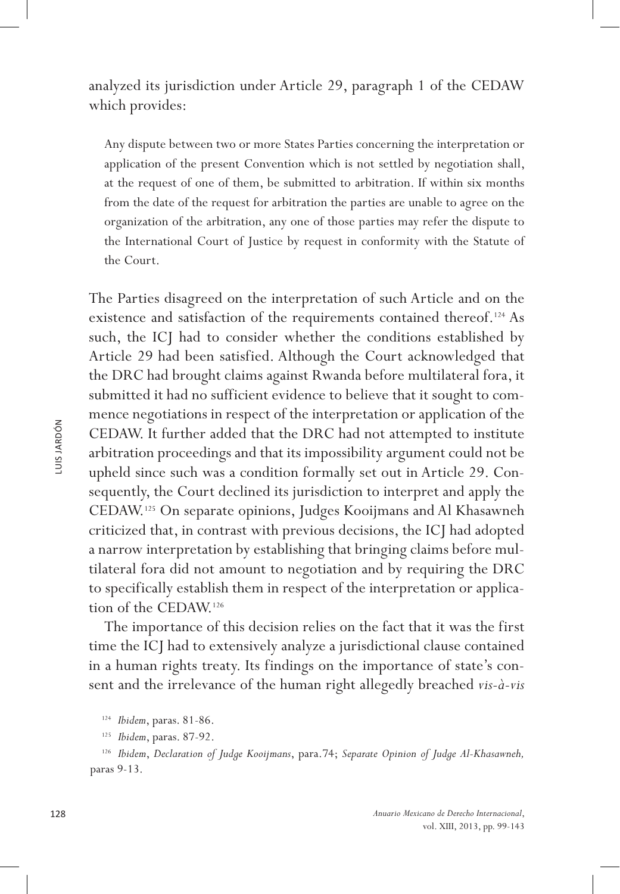analyzed its jurisdiction under Article 29, paragraph 1 of the CEDAW which provides:

> Any dispute between two or more States Parties concerning the interpretation or application of the present Convention which is not settled by negotiation shall, at the request of one of them, be submitted to arbitration. If within six months from the date of the request for arbitration the parties are unable to agree on the organization of the arbitration, any one of those parties may refer the dispute to the International Court of Justice by request in conformity with the Statute of the Court.

The Parties disagreed on the interpretation of such Article and on the existence and satisfaction of the requirements contained thereof.[124] As such, the ICJ had to consider whether the conditions established by Article 29 had been satisfied. Although the Court acknowledged that the DRC had brought claims against Rwanda before multilateral fora, it submitted it had no sufficient evidence to believe that it sought to commence negotiations in respect of the interpretation or application of the CEDAW. It further added that the DRC had not attempted to institute arbitration proceedings and that its impossibility argument could not be upheld since such was a condition formally set out in Article 29. Consequently, the Court declined its jurisdiction to interpret and apply the CEDAW.[125] On separate opinions, Judges Kooijmans and Al Khasawneh criticized that, in contrast with previous decisions, the ICJ had adopted a narrow interpretation by establishing that bringing claims before multilateral fora did not amount to negotiation and by requiring the DRC to specifically establish them in respect of the interpretation or application of the CEDAW.[126]

The importance of this decision relies on the fact that it was the first time the ICJ had to extensively analyze a jurisdictional clause contained in a human rights treaty. Its findings on the importance of state's consent and the irrelevance of the human right allegedly breached *vis-à-vis*

[124] *Ibidem*, paras. 81-86.

[125] *Ibidem*, paras. 87-92.

[126] *Ibidem*, *Declaration of Judge Kooijmans*, para.74; *Separate Opinion of Judge Al-Khasawneh,* paras 9-13.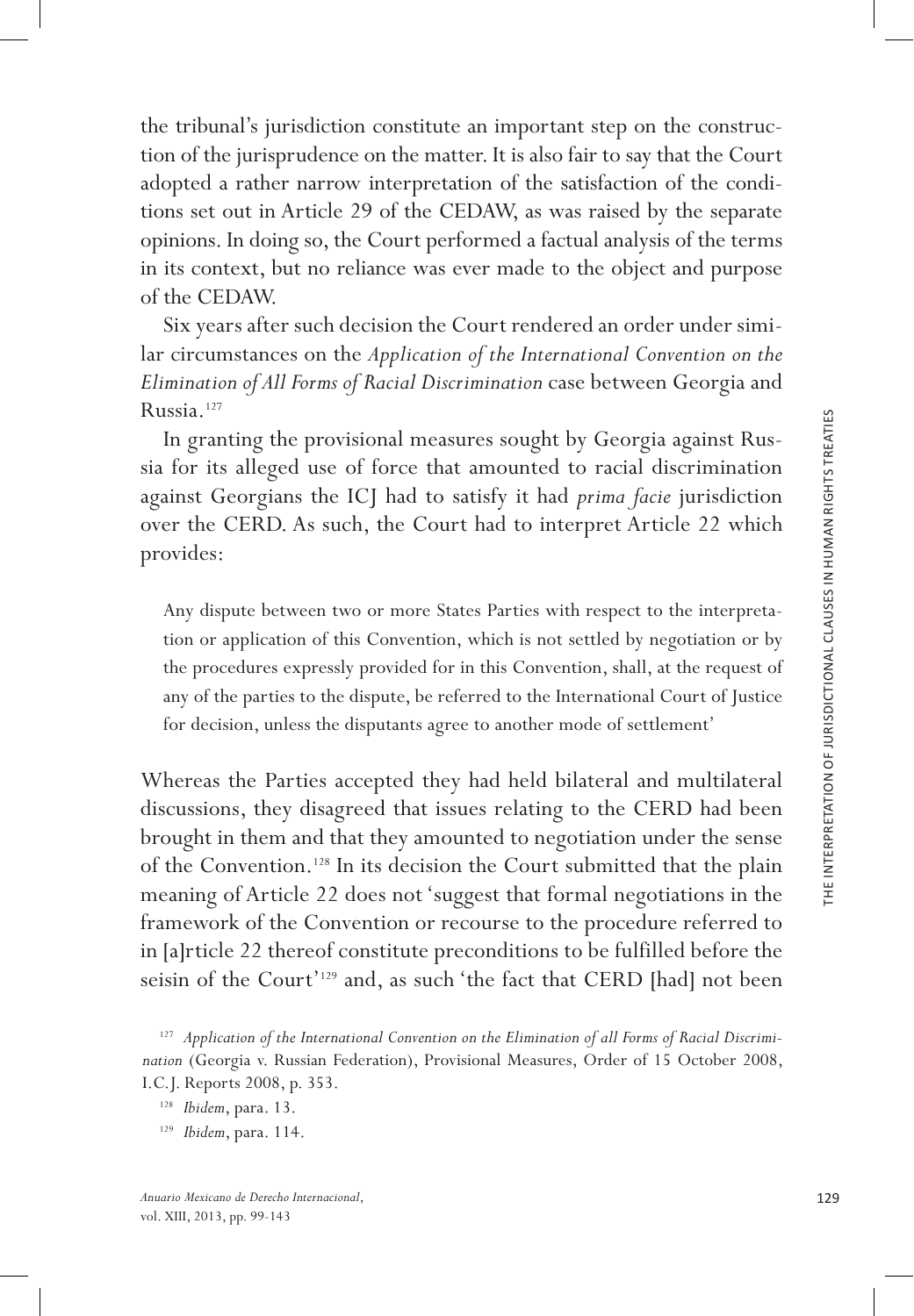the tribunal's jurisdiction constitute an important step on the construction of the jurisprudence on the matter. It is also fair to say that the Court adopted a rather narrow interpretation of the satisfaction of the conditions set out in Article 29 of the CEDAW, as was raised by the separate opinions. In doing so, the Court performed a factual analysis of the terms in its context, but no reliance was ever made to the object and purpose of the CEDAW.

Six years after such decision the Court rendered an order under similar circumstances on the *Application of the International Convention on the Elimination of All Forms of Racial Discrimination* case between Georgia and Russia.[127]

In granting the provisional measures sought by Georgia against Russia for its alleged use of force that amounted to racial discrimination against Georgians the ICJ had to satisfy it had *prima facie* jurisdiction over the CERD. As such, the Court had to interpret Article 22 which provides:

> Any dispute between two or more States Parties with respect to the interpretation or application of this Convention, which is not settled by negotiation or by the procedures expressly provided for in this Convention, shall, at the request of any of the parties to the dispute, be referred to the International Court of Justice for decision, unless the disputants agree to another mode of settlement'

Whereas the Parties accepted they had held bilateral and multilateral discussions, they disagreed that issues relating to the CERD had been brought in them and that they amounted to negotiation under the sense of the Convention.[128] In its decision the Court submitted that the plain meaning of Article 22 does not 'suggest that formal negotiations in the framework of the Convention or recourse to the procedure referred to in [a]rticle 22 thereof constitute preconditions to be fulfilled before the seisin of the Court'[129] and, as such 'the fact that CERD [had] not been

[127] *Application of the International Convention on the Elimination of all Forms of Racial Discrimination* (Georgia v. Russian Federation), Provisional Measures, Order of 15 October 2008, I.C.J. Reports 2008, p. 353.

[128] *Ibidem*, para. 13.

[129] *Ibidem*, para. 114.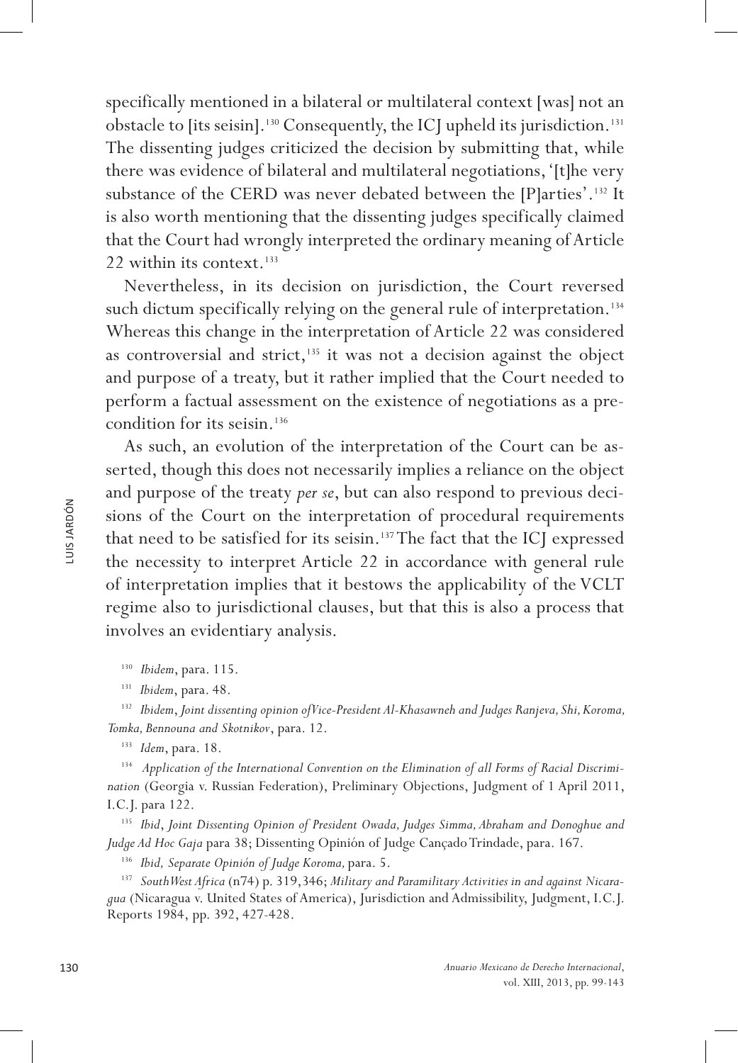specifically mentioned in a bilateral or multilateral context [was] not an obstacle to [its seisin].[130] Consequently, the ICJ upheld its jurisdiction.[131] The dissenting judges criticized the decision by submitting that, while there was evidence of bilateral and multilateral negotiations, '[t]he very substance of the CERD was never debated between the [P]arties'.[132] It is also worth mentioning that the dissenting judges specifically claimed that the Court had wrongly interpreted the ordinary meaning of Article 22 within its context.[133]

Nevertheless, in its decision on jurisdiction, the Court reversed such dictum specifically relying on the general rule of interpretation.[134] Whereas this change in the interpretation of Article 22 was considered as controversial and strict,[135] it was not a decision against the object and purpose of a treaty, but it rather implied that the Court needed to perform a factual assessment on the existence of negotiations as a pre-condition for its seisin.[136]

As such, an evolution of the interpretation of the Court can be asserted, though this does not necessarily implies a reliance on the object and purpose of the treaty *per se*, but can also respond to previous decisions of the Court on the interpretation of procedural requirements that need to be satisfied for its seisin.[137] The fact that the ICJ expressed the necessity to interpret Article 22 in accordance with general rule of interpretation implies that it bestows the applicability of the VCLT regime also to jurisdictional clauses, but that this is also a process that involves an evidentiary analysis.

[130] *Ibidem*, para. 115.

[131] *Ibidem*, para. 48.

[132] *Ibidem*, *Joint dissenting opinion of Vice-President Al-Khasawneh and Judges Ranjeva, Shi, Koroma, Tomka, Bennouna and Skotnikov*, para. 12.

[133] *Idem*, para. 18.

[134] *Application of the International Convention on the Elimination of all Forms of Racial Discrimination* (Georgia v. Russian Federation), Preliminary Objections, Judgment of 1 April 2011, I.C.J. para 122.

[135] *Ibid*, *Joint Dissenting Opinion of President Owada, Judges Simma, Abraham and Donoghue and Judge Ad Hoc Gaja* para 38; Dissenting Opinión of Judge Cançado Trindade, para. 167.

[136] *Ibid, Separate Opinión of Judge Koroma,* para. 5.

[137] *South West Africa* (n74) p. 319, 346; *Military and Paramilitary Activities in and against Nicaragua* (Nicaragua v. United States of America), Jurisdiction and Admissibility, Judgment, I.C.J. Reports 1984, pp. 392, 427-428.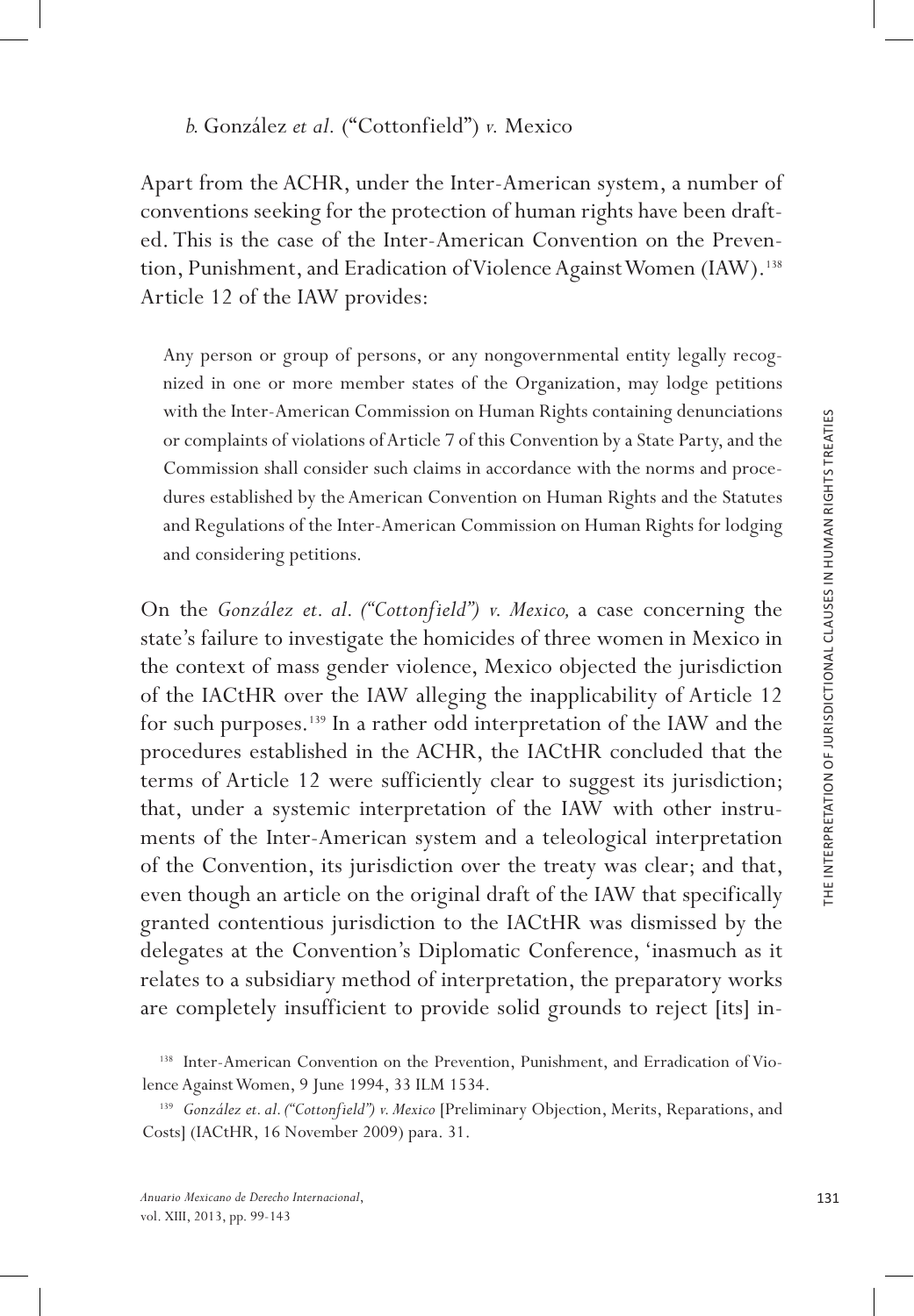*b*. González *et al.* ("Cottonfield") *v.* Mexico

Apart from the ACHR, under the Inter-American system, a number of conventions seeking for the protection of human rights have been drafted. This is the case of the Inter-American Convention on the Prevention, Punishment, and Eradication of Violence Against Women (IAW).[138] Article 12 of the IAW provides:

> Any person or group of persons, or any nongovernmental entity legally recognized in one or more member states of the Organization, may lodge petitions with the Inter-American Commission on Human Rights containing denunciations or complaints of violations of Article 7 of this Convention by a State Party, and the Commission shall consider such claims in accordance with the norms and procedures established by the American Convention on Human Rights and the Statutes and Regulations of the Inter-American Commission on Human Rights for lodging and considering petitions.

On the *González et. al. ("Cottonfield") v. Mexico,* a case concerning the state's failure to investigate the homicides of three women in Mexico in the context of mass gender violence, Mexico objected the jurisdiction of the IACtHR over the IAW alleging the inapplicability of Article 12 for such purposes.[139] In a rather odd interpretation of the IAW and the procedures established in the ACHR, the IACtHR concluded that the terms of Article 12 were sufficiently clear to suggest its jurisdiction; that, under a systemic interpretation of the IAW with other instruments of the Inter-American system and a teleological interpretation of the Convention, its jurisdiction over the treaty was clear; and that, even though an article on the original draft of the IAW that specifically granted contentious jurisdiction to the IACtHR was dismissed by the delegates at the Convention's Diplomatic Conference, 'inasmuch as it relates to a subsidiary method of interpretation, the preparatory works are completely insufficient to provide solid grounds to reject [its] in-

[138] Inter-American Convention on the Prevention, Punishment, and Erradication of Violence Against Women, 9 June 1994, 33 ILM 1534.

[139] *González et. al. ("Cottonfield") v. Mexico* [Preliminary Objection, Merits, Reparations, and Costs] (IACtHR, 16 November 2009) para. 31.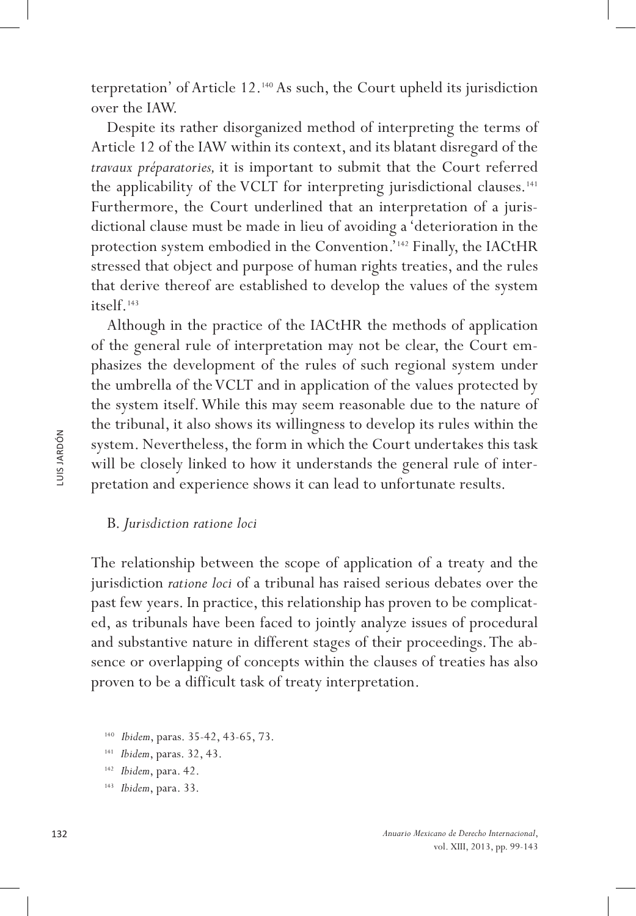terpretation' of Article 12.[140] As such, the Court upheld its jurisdiction over the IAW.

Despite its rather disorganized method of interpreting the terms of Article 12 of the IAW within its context, and its blatant disregard of the *travaux préparatories,* it is important to submit that the Court referred the applicability of the VCLT for interpreting jurisdictional clauses.[141] Furthermore, the Court underlined that an interpretation of a jurisdictional clause must be made in lieu of avoiding a 'deterioration in the protection system embodied in the Convention.'[142] Finally, the IACtHR stressed that object and purpose of human rights treaties, and the rules that derive thereof are established to develop the values of the system itself.[143]

Although in the practice of the IACtHR the methods of application of the general rule of interpretation may not be clear, the Court emphasizes the development of the rules of such regional system under the umbrella of the VCLT and in application of the values protected by the system itself. While this may seem reasonable due to the nature of the tribunal, it also shows its willingness to develop its rules within the system. Nevertheless, the form in which the Court undertakes this task will be closely linked to how it understands the general rule of interpretation and experience shows it can lead to unfortunate results.

### B. *Jurisdiction ratione loci*

The relationship between the scope of application of a treaty and the jurisdiction *ratione loci* of a tribunal has raised serious debates over the past few years. In practice, this relationship has proven to be complicated, as tribunals have been faced to jointly analyze issues of procedural and substantive nature in different stages of their proceedings. The absence or overlapping of concepts within the clauses of treaties has also proven to be a difficult task of treaty interpretation.

[140] *Ibidem*, paras. 35-42, 43-65, 73.

[141] *Ibidem*, paras. 32, 43.

[142] *Ibidem*, para. 42.

[143] *Ibidem*, para. 33.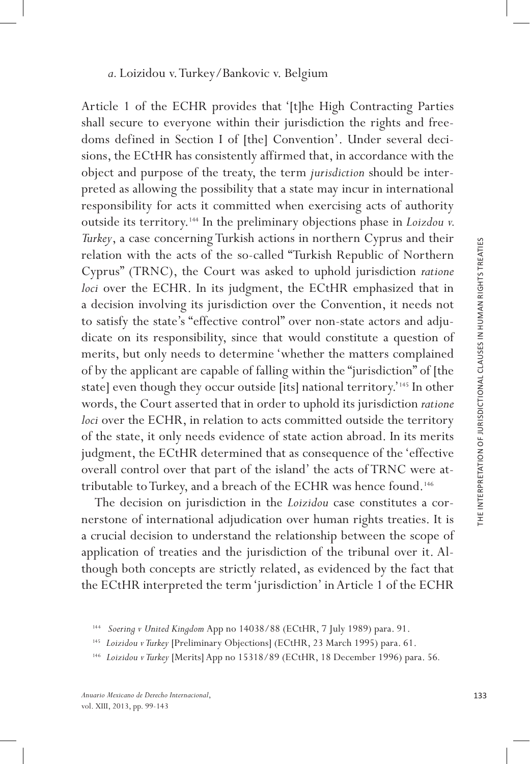*a.* Loizidou v. Turkey/Bankovic v. Belgium

Article 1 of the ECHR provides that '[t]he High Contracting Parties shall secure to everyone within their jurisdiction the rights and freedoms defined in Section I of [the] Convention'. Under several decisions, the ECtHR has consistently affirmed that, in accordance with the object and purpose of the treaty, the term *jurisdiction* should be interpreted as allowing the possibility that a state may incur in international responsibility for acts it committed when exercising acts of authority outside its territory.[144] In the preliminary objections phase in *Loizdou v. Turkey*, a case concerning Turkish actions in northern Cyprus and their relation with the acts of the so-called "Turkish Republic of Northern Cyprus" (TRNC), the Court was asked to uphold jurisdiction *ratione loci* over the ECHR. In its judgment, the ECtHR emphasized that in a decision involving its jurisdiction over the Convention, it needs not to satisfy the state's "effective control" over non-state actors and adjudicate on its responsibility, since that would constitute a question of merits, but only needs to determine 'whether the matters complained of by the applicant are capable of falling within the "jurisdiction" of [the state] even though they occur outside [its] national territory.'[145] In other words, the Court asserted that in order to uphold its jurisdiction *ratione loci* over the ECHR, in relation to acts committed outside the territory of the state, it only needs evidence of state action abroad. In its merits judgment, the ECtHR determined that as consequence of the 'effective overall control over that part of the island' the acts of TRNC were attributable to Turkey, and a breach of the ECHR was hence found.[146]

The decision on jurisdiction in the *Loizidou* case constitutes a cornerstone of international adjudication over human rights treaties. It is a crucial decision to understand the relationship between the scope of application of treaties and the jurisdiction of the tribunal over it. Although both concepts are strictly related, as evidenced by the fact that the ECtHR interpreted the term 'jurisdiction' in Article 1 of the ECHR

[144] *Soering v United Kingdom* App no 14038/88 (ECtHR, 7 July 1989) para. 91.

[145] *Loizidou v Turkey* [Preliminary Objections] (ECtHR, 23 March 1995) para. 61.

[146] *Loizidou v Turkey* [Merits] App no 15318/89 (ECtHR, 18 December 1996) para. 56.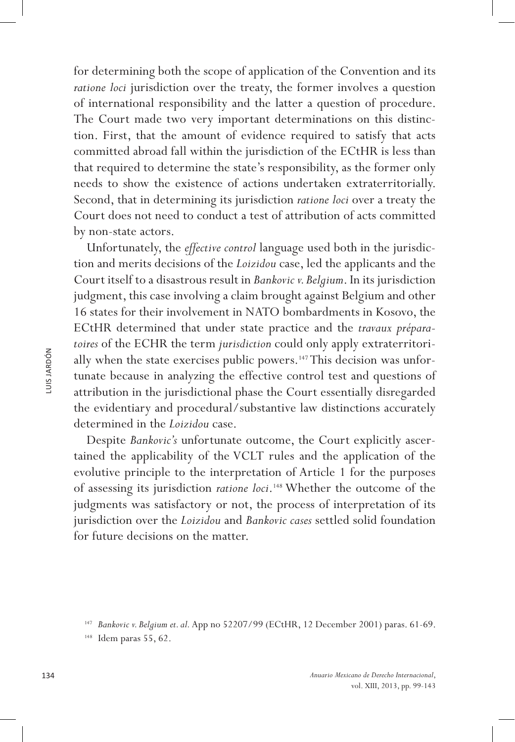for determining both the scope of application of the Convention and its *ratione loci* jurisdiction over the treaty, the former involves a question of international responsibility and the latter a question of procedure. The Court made two very important determinations on this distinction. First, that the amount of evidence required to satisfy that acts committed abroad fall within the jurisdiction of the ECtHR is less than that required to determine the state's responsibility, as the former only needs to show the existence of actions undertaken extraterritorially. Second, that in determining its jurisdiction *ratione loci* over a treaty the Court does not need to conduct a test of attribution of acts committed by non-state actors.

Unfortunately, the *effective control* language used both in the jurisdiction and merits decisions of the *Loizidou* case, led the applicants and the Court itself to a disastrous result in *Bankovic v. Belgium*. In its jurisdiction judgment, this case involving a claim brought against Belgium and other 16 states for their involvement in NATO bombardments in Kosovo, the ECtHR determined that under state practice and the *travaux préparatoires* of the ECHR the term *jurisdiction* could only apply extraterritorially when the state exercises public powers.[147] This decision was unfortunate because in analyzing the effective control test and questions of attribution in the jurisdictional phase the Court essentially disregarded the evidentiary and procedural/substantive law distinctions accurately determined in the *Loizidou* case.

Despite *Bankovic's* unfortunate outcome, the Court explicitly ascertained the applicability of the VCLT rules and the application of the evolutive principle to the interpretation of Article 1 for the purposes of assessing its jurisdiction *ratione loci*.[148] Whether the outcome of the judgments was satisfactory or not, the process of interpretation of its jurisdiction over the *Loizidou* and *Bankovic cases* settled solid foundation for future decisions on the matter.

[147] *Bankovic v. Belgium et. al*. App no 52207/99 (ECtHR, 12 December 2001) paras. 61-69.

[148] Idem paras 55, 62.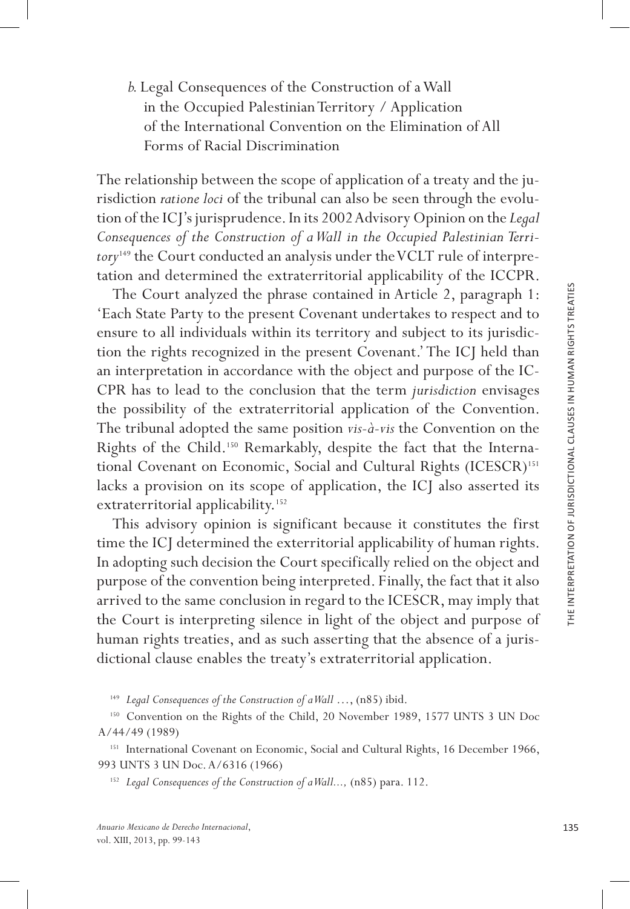*b*. Legal Consequences of the Construction of a Wall in the Occupied Palestinian Territory / Application of the International Convention on the Elimination of All Forms of Racial Discrimination

The relationship between the scope of application of a treaty and the jurisdiction *ratione loci* of the tribunal can also be seen through the evolution of the ICJ's jurisprudence. In its 2002 Advisory Opinion on the *Legal Consequences of the Construction of a Wall in the Occupied Palestinian Territory*[149] the Court conducted an analysis under the VCLT rule of interpretation and determined the extraterritorial applicability of the ICCPR.

The Court analyzed the phrase contained in Article 2, paragraph 1: 'Each State Party to the present Covenant undertakes to respect and to ensure to all individuals within its territory and subject to its jurisdiction the rights recognized in the present Covenant.' The ICJ held than an interpretation in accordance with the object and purpose of the ICCPR has to lead to the conclusion that the term *jurisdiction* envisages the possibility of the extraterritorial application of the Convention. The tribunal adopted the same position *vis-à-vis* the Convention on the Rights of the Child.[150] Remarkably, despite the fact that the International Covenant on Economic, Social and Cultural Rights (ICESCR)[151] lacks a provision on its scope of application, the ICJ also asserted its extraterritorial applicability.[152]

This advisory opinion is significant because it constitutes the first time the ICJ determined the exterritorial applicability of human rights. In adopting such decision the Court specifically relied on the object and purpose of the convention being interpreted. Finally, the fact that it also arrived to the same conclusion in regard to the ICESCR, may imply that the Court is interpreting silence in light of the object and purpose of human rights treaties, and as such asserting that the absence of a jurisdictional clause enables the treaty's extraterritorial application.

[149] *Legal Consequences of the Construction of a Wall* …, (n85) ibid.

[150] Convention on the Rights of the Child, 20 November 1989, 1577 UNTS 3 UN Doc A/44/49 (1989)

[151] International Covenant on Economic, Social and Cultural Rights, 16 December 1966, 993 UNTS 3 UN Doc. A/6316 (1966)

[152] *Legal Consequences of the Construction of a Wall...,* (n85) para. 112.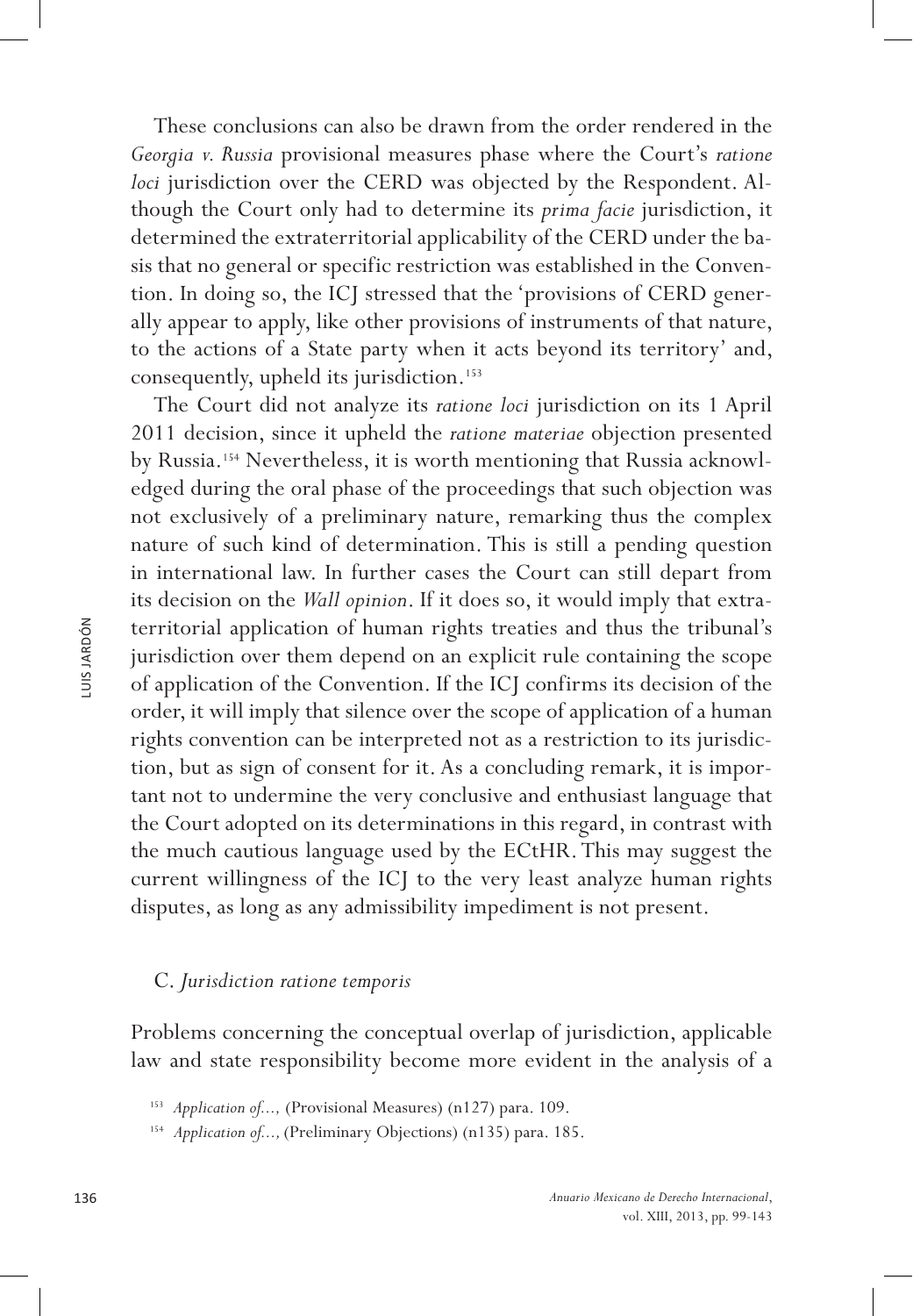These conclusions can also be drawn from the order rendered in the *Georgia v. Russia* provisional measures phase where the Court's *ratione loci* jurisdiction over the CERD was objected by the Respondent. Although the Court only had to determine its *prima facie* jurisdiction, it determined the extraterritorial applicability of the CERD under the basis that no general or specific restriction was established in the Convention. In doing so, the ICJ stressed that the 'provisions of CERD generally appear to apply, like other provisions of instruments of that nature, to the actions of a State party when it acts beyond its territory' and, consequently, upheld its jurisdiction.[153]

The Court did not analyze its *ratione loci* jurisdiction on its 1 April 2011 decision, since it upheld the *ratione materiae* objection presented by Russia.[154] Nevertheless, it is worth mentioning that Russia acknowledged during the oral phase of the proceedings that such objection was not exclusively of a preliminary nature, remarking thus the complex nature of such kind of determination. This is still a pending question in international law. In further cases the Court can still depart from its decision on the *Wall opinion*. If it does so, it would imply that extraterritorial application of human rights treaties and thus the tribunal's jurisdiction over them depend on an explicit rule containing the scope of application of the Convention. If the ICJ confirms its decision of the order, it will imply that silence over the scope of application of a human rights convention can be interpreted not as a restriction to its jurisdiction, but as sign of consent for it. As a concluding remark, it is important not to undermine the very conclusive and enthusiast language that the Court adopted on its determinations in this regard, in contrast with the much cautious language used by the ECtHR. This may suggest the current willingness of the ICJ to the very least analyze human rights disputes, as long as any admissibility impediment is not present.

### C. *Jurisdiction ratione temporis*

Problems concerning the conceptual overlap of jurisdiction, applicable law and state responsibility become more evident in the analysis of a

[153] *Application of...,* (Provisional Measures) (n127) para. 109.

[154] *Application of...,* (Preliminary Objections) (n135) para. 185.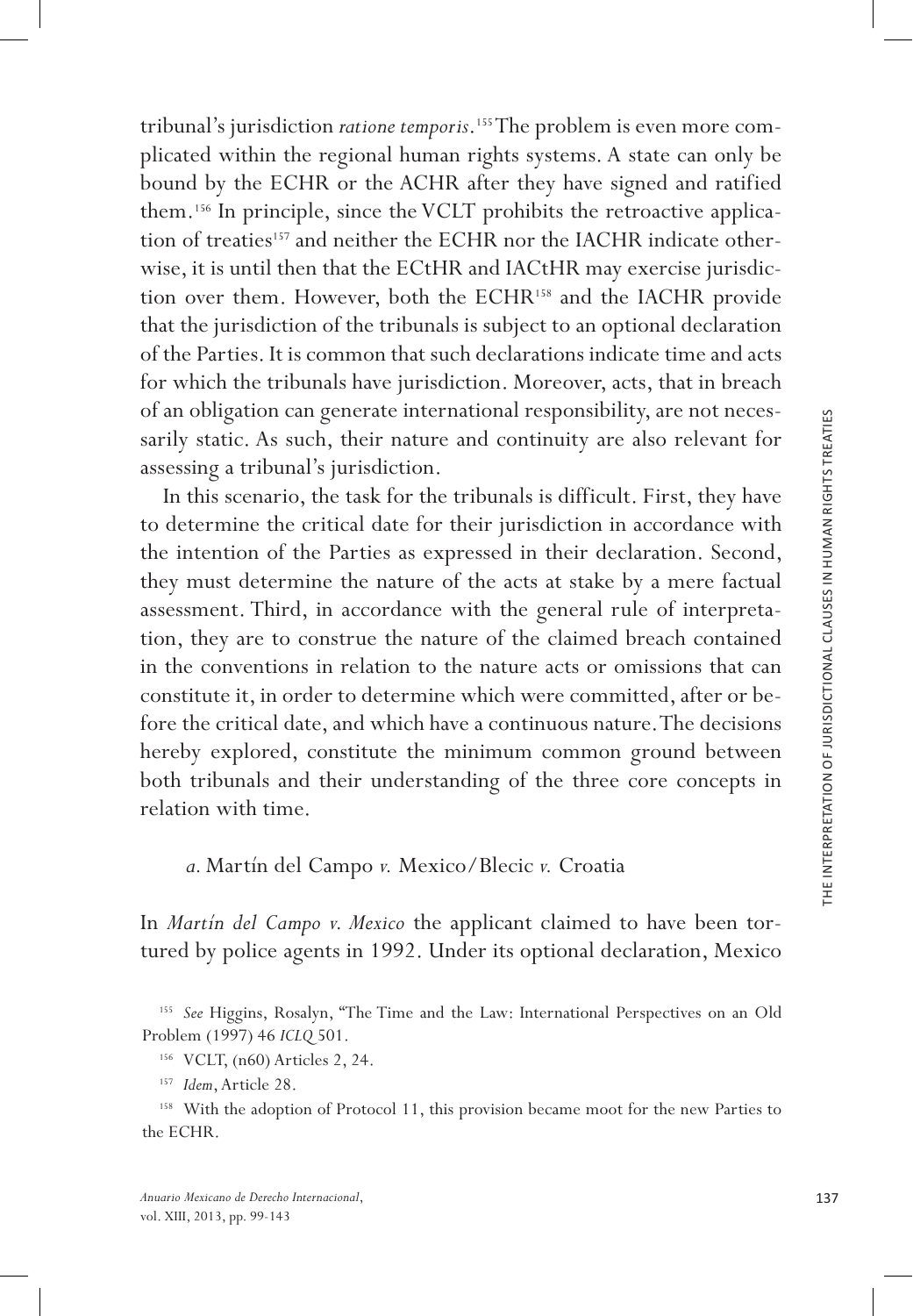tribunal's jurisdiction *ratione temporis*.[155] The problem is even more complicated within the regional human rights systems. A state can only be bound by the ECHR or the ACHR after they have signed and ratified them.[156] In principle, since the VCLT prohibits the retroactive application of treaties[157] and neither the ECHR nor the IACHR indicate otherwise, it is until then that the ECtHR and IACtHR may exercise jurisdiction over them. However, both the ECHR[158] and the IACHR provide that the jurisdiction of the tribunals is subject to an optional declaration of the Parties. It is common that such declarations indicate time and acts for which the tribunals have jurisdiction. Moreover, acts, that in breach of an obligation can generate international responsibility, are not necessarily static. As such, their nature and continuity are also relevant for assessing a tribunal's jurisdiction.

In this scenario, the task for the tribunals is difficult. First, they have to determine the critical date for their jurisdiction in accordance with the intention of the Parties as expressed in their declaration. Second, they must determine the nature of the acts at stake by a mere factual assessment. Third, in accordance with the general rule of interpretation, they are to construe the nature of the claimed breach contained in the conventions in relation to the nature acts or omissions that can constitute it, in order to determine which were committed, after or before the critical date, and which have a continuous nature. The decisions hereby explored, constitute the minimum common ground between both tribunals and their understanding of the three core concepts in relation with time.

*a.* Martín del Campo *v.* Mexico/Blecic *v.* Croatia

In *Martín del Campo v. Mexico* the applicant claimed to have been tortured by police agents in 1992. Under its optional declaration, Mexico

[155] *See* Higgins, Rosalyn, "The Time and the Law: International Perspectives on an Old Problem (1997) 46 *ICLQ* 501.

[156] VCLT, (n60) Articles 2, 24.

[157] *Idem*, Article 28.

[158] With the adoption of Protocol 11, this provision became moot for the new Parties to the ECHR.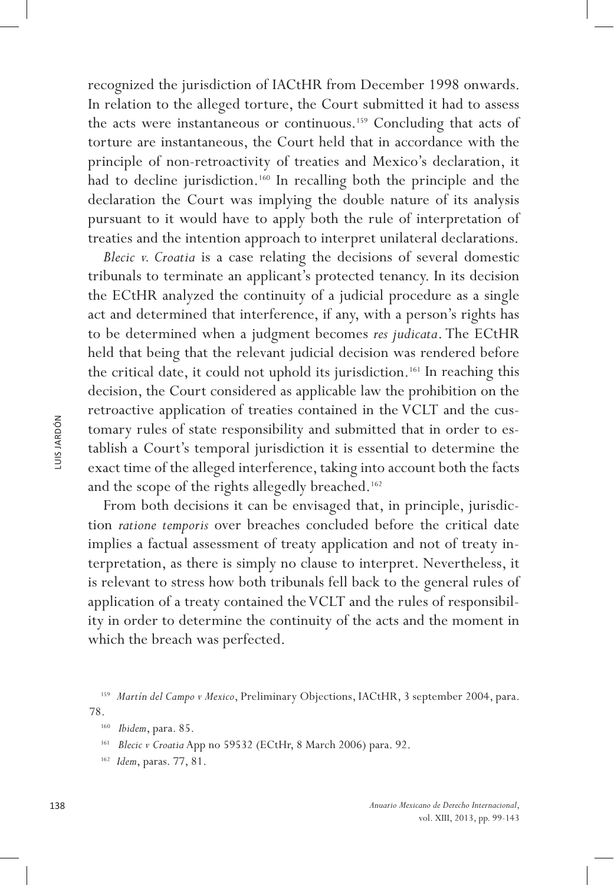recognized the jurisdiction of IACtHR from December 1998 onwards. In relation to the alleged torture, the Court submitted it had to assess the acts were instantaneous or continuous.[159] Concluding that acts of torture are instantaneous, the Court held that in accordance with the principle of non-retroactivity of treaties and Mexico's declaration, it had to decline jurisdiction.[160] In recalling both the principle and the declaration the Court was implying the double nature of its analysis pursuant to it would have to apply both the rule of interpretation of treaties and the intention approach to interpret unilateral declarations.

*Blecic v. Croatia* is a case relating the decisions of several domestic tribunals to terminate an applicant's protected tenancy. In its decision the ECtHR analyzed the continuity of a judicial procedure as a single act and determined that interference, if any, with a person's rights has to be determined when a judgment becomes *res judicata*. The ECtHR held that being that the relevant judicial decision was rendered before the critical date, it could not uphold its jurisdiction.[161] In reaching this decision, the Court considered as applicable law the prohibition on the retroactive application of treaties contained in the VCLT and the customary rules of state responsibility and submitted that in order to establish a Court's temporal jurisdiction it is essential to determine the exact time of the alleged interference, taking into account both the facts and the scope of the rights allegedly breached.[162]

From both decisions it can be envisaged that, in principle, jurisdiction *ratione temporis* over breaches concluded before the critical date implies a factual assessment of treaty application and not of treaty interpretation, as there is simply no clause to interpret. Nevertheless, it is relevant to stress how both tribunals fell back to the general rules of application of a treaty contained the VCLT and the rules of responsibility in order to determine the continuity of the acts and the moment in which the breach was perfected.

---

[159] *Martín del Campo v Mexico*, Preliminary Objections, IACtHR, 3 september 2004, para. 78.

[160] *Ibidem*, para. 85.

[161] *Blecic v Croatia* App no 59532 (ECtHr, 8 March 2006) para. 92.

[162] *Idem*, paras. 77, 81.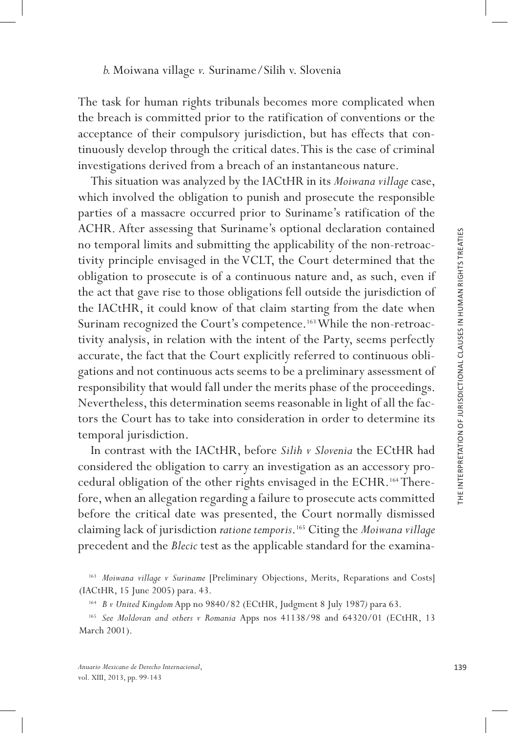*b.* Moiwana village *v.* Suriname/Silih v. Slovenia

The task for human rights tribunals becomes more complicated when the breach is committed prior to the ratification of conventions or the acceptance of their compulsory jurisdiction, but has effects that continuously develop through the critical dates. This is the case of criminal investigations derived from a breach of an instantaneous nature.

This situation was analyzed by the IACtHR in its *Moiwana village* case, which involved the obligation to punish and prosecute the responsible parties of a massacre occurred prior to Suriname's ratification of the ACHR. After assessing that Suriname's optional declaration contained no temporal limits and submitting the applicability of the non-retroactivity principle envisaged in the VCLT, the Court determined that the obligation to prosecute is of a continuous nature and, as such, even if the act that gave rise to those obligations fell outside the jurisdiction of the IACtHR, it could know of that claim starting from the date when Surinam recognized the Court's competence.[163] While the non-retroactivity analysis, in relation with the intent of the Party, seems perfectly accurate, the fact that the Court explicitly referred to continuous obligations and not continuous acts seems to be a preliminary assessment of responsibility that would fall under the merits phase of the proceedings. Nevertheless, this determination seems reasonable in light of all the factors the Court has to take into consideration in order to determine its temporal jurisdiction.

In contrast with the IACtHR, before *Silih v Slovenia* the ECtHR had considered the obligation to carry an investigation as an accessory procedural obligation of the other rights envisaged in the ECHR.[164] Therefore, when an allegation regarding a failure to prosecute acts committed before the critical date was presented, the Court normally dismissed claiming lack of jurisdiction *ratione temporis*.[165] Citing the *Moiwana village* precedent and the *Blecic* test as the applicable standard for the examina-

[163] *Moiwana village v Suriname* [Preliminary Objections, Merits, Reparations and Costs] (IACtHR, 15 June 2005) para. 43.

[164] *B v United Kingdom* App no 9840/82 (ECtHR, Judgment 8 July 1987) para 63.

[165] *See Moldovan and others v Romania* Apps nos 41138/98 and 64320/01 (ECtHR, 13 March 2001).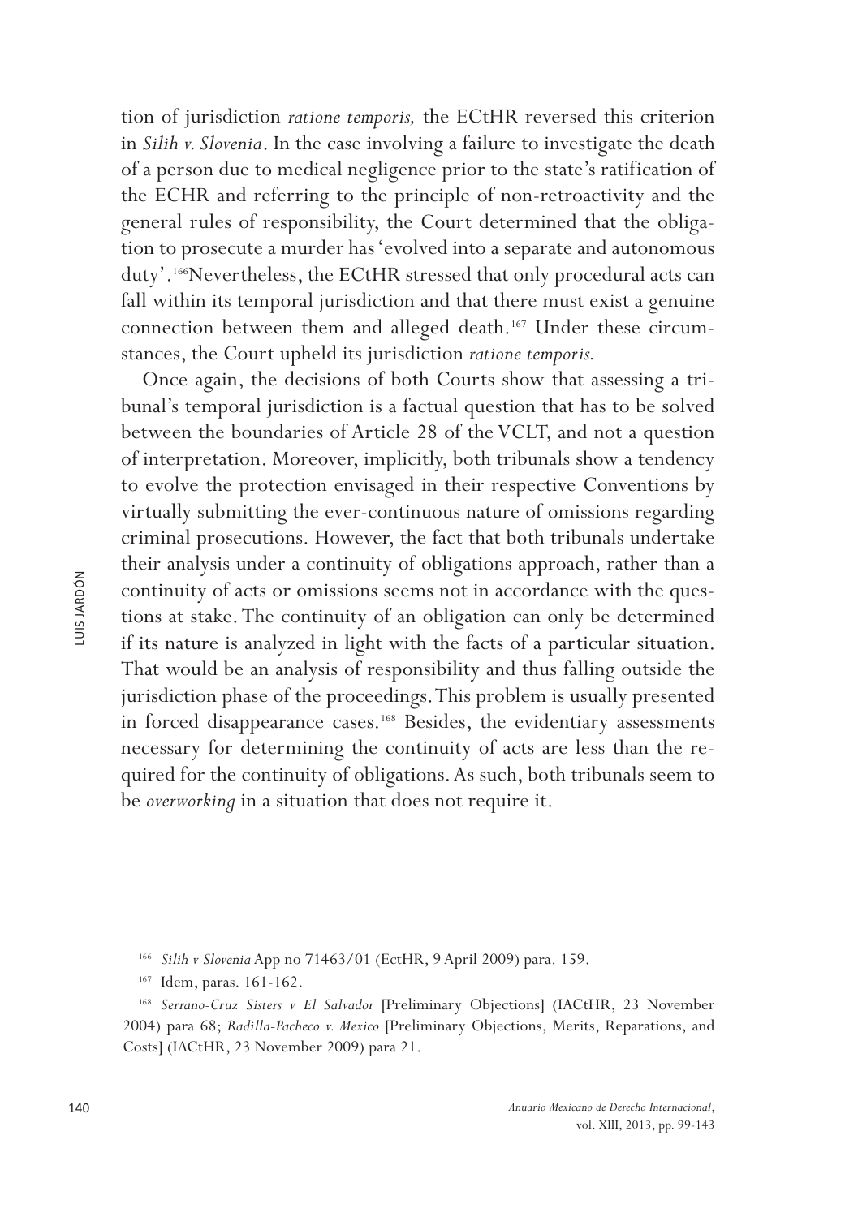tion of jurisdiction *ratione temporis,* the ECtHR reversed this criterion in *Silih v. Slovenia*. In the case involving a failure to investigate the death of a person due to medical negligence prior to the state's ratification of the ECHR and referring to the principle of non-retroactivity and the general rules of responsibility, the Court determined that the obligation to prosecute a murder has 'evolved into a separate and autonomous duty'.[166] Nevertheless, the ECtHR stressed that only procedural acts can fall within its temporal jurisdiction and that there must exist a genuine connection between them and alleged death.[167] Under these circumstances, the Court upheld its jurisdiction *ratione temporis.*

Once again, the decisions of both Courts show that assessing a tribunal's temporal jurisdiction is a factual question that has to be solved between the boundaries of Article 28 of the VCLT, and not a question of interpretation. Moreover, implicitly, both tribunals show a tendency to evolve the protection envisaged in their respective Conventions by virtually submitting the ever-continuous nature of omissions regarding criminal prosecutions. However, the fact that both tribunals undertake their analysis under a continuity of obligations approach, rather than a continuity of acts or omissions seems not in accordance with the questions at stake. The continuity of an obligation can only be determined if its nature is analyzed in light with the facts of a particular situation. That would be an analysis of responsibility and thus falling outside the jurisdiction phase of the proceedings. This problem is usually presented in forced disappearance cases.[168] Besides, the evidentiary assessments necessary for determining the continuity of acts are less than the required for the continuity of obligations. As such, both tribunals seem to be *overworking* in a situation that does not require it.

---

[166] *Silih v Slovenia* App no 71463/01 (EctHR, 9 April 2009) para. 159.

[167] Idem, paras. 161-162.

[168] *Serrano-Cruz Sisters v El Salvador* [Preliminary Objections] (IACtHR, 23 November 2004) para 68; *Radilla-Pacheco v. Mexico* [Preliminary Objections, Merits, Reparations, and Costs] (IACtHR, 23 November 2009) para 21.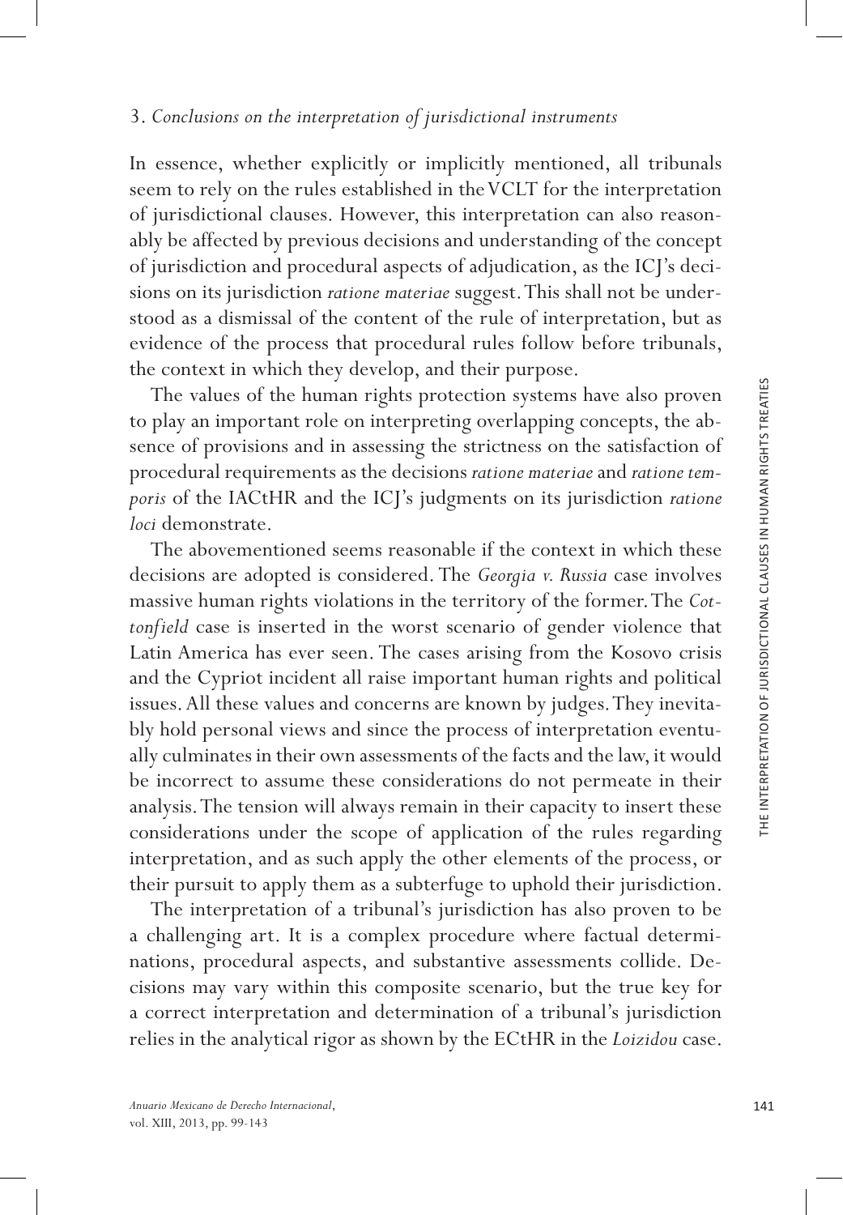### 3. *Conclusions on the interpretation of jurisdictional instruments*

In essence, whether explicitly or implicitly mentioned, all tribunals seem to rely on the rules established in the VCLT for the interpretation of jurisdictional clauses. However, this interpretation can also reasonably be affected by previous decisions and understanding of the concept of jurisdiction and procedural aspects of adjudication, as the ICJ's decisions on its jurisdiction *ratione materiae* suggest. This shall not be understood as a dismissal of the content of the rule of interpretation, but as evidence of the process that procedural rules follow before tribunals, the context in which they develop, and their purpose.

The values of the human rights protection systems have also proven to play an important role on interpreting overlapping concepts, the absence of provisions and in assessing the strictness on the satisfaction of procedural requirements as the decisions *ratione materiae* and *ratione temporis* of the IACtHR and the ICJ's judgments on its jurisdiction *ratione loci* demonstrate.

The abovementioned seems reasonable if the context in which these decisions are adopted is considered. The *Georgia v. Russia* case involves massive human rights violations in the territory of the former. The *Cottonfield* case is inserted in the worst scenario of gender violence that Latin America has ever seen. The cases arising from the Kosovo crisis and the Cypriot incident all raise important human rights and political issues. All these values and concerns are known by judges. They inevitably hold personal views and since the process of interpretation eventually culminates in their own assessments of the facts and the law, it would be incorrect to assume these considerations do not permeate in their analysis. The tension will always remain in their capacity to insert these considerations under the scope of application of the rules regarding interpretation, and as such apply the other elements of the process, or their pursuit to apply them as a subterfuge to uphold their jurisdiction.

The interpretation of a tribunal's jurisdiction has also proven to be a challenging art. It is a complex procedure where factual determinations, procedural aspects, and substantive assessments collide. Decisions may vary within this composite scenario, but the true key for a correct interpretation and determination of a tribunal's jurisdiction relies in the analytical rigor as shown by the ECtHR in the *Loizidou* case.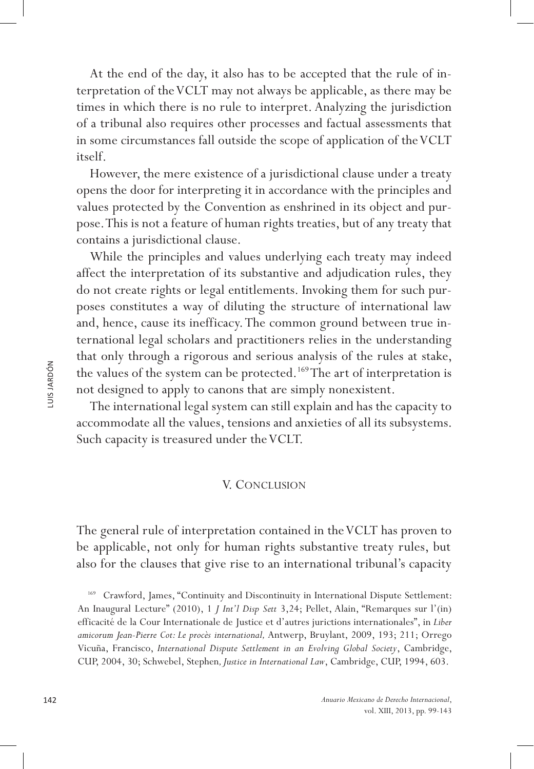At the end of the day, it also has to be accepted that the rule of interpretation of the VCLT may not always be applicable, as there may be times in which there is no rule to interpret. Analyzing the jurisdiction of a tribunal also requires other processes and factual assessments that in some circumstances fall outside the scope of application of the VCLT itself.

However, the mere existence of a jurisdictional clause under a treaty opens the door for interpreting it in accordance with the principles and values protected by the Convention as enshrined in its object and purpose. This is not a feature of human rights treaties, but of any treaty that contains a jurisdictional clause.

While the principles and values underlying each treaty may indeed affect the interpretation of its substantive and adjudication rules, they do not create rights or legal entitlements. Invoking them for such purposes constitutes a way of diluting the structure of international law and, hence, cause its inefficacy. The common ground between true international legal scholars and practitioners relies in the understanding that only through a rigorous and serious analysis of the rules at stake, the values of the system can be protected.[169] The art of interpretation is not designed to apply to canons that are simply nonexistent.

The international legal system can still explain and has the capacity to accommodate all the values, tensions and anxieties of all its subsystems. Such capacity is treasured under the VCLT.

## V. Conclusion

The general rule of interpretation contained in the VCLT has proven to be applicable, not only for human rights substantive treaty rules, but also for the clauses that give rise to an international tribunal's capacity

[169] Crawford, James, "Continuity and Discontinuity in International Dispute Settlement: An Inaugural Lecture" (2010), 1 *J Int'l Disp Sett* 3,24; Pellet, Alain, "Remarques sur l'(in) efficacité de la Cour Internationale de Justice et d'autres juridictions internationales", in *Liber amicorum Jean-Pierre Cot: Le procès international,* Antwerp, Bruylant, 2009, 193; 211; Orrego Vicuña, Francisco, *International Dispute Settlement in an Evolving Global Society*, Cambridge, CUP, 2004, 30; Schwebel, Stephen*, Justice in International Law*, Cambridge, CUP, 1994, 603.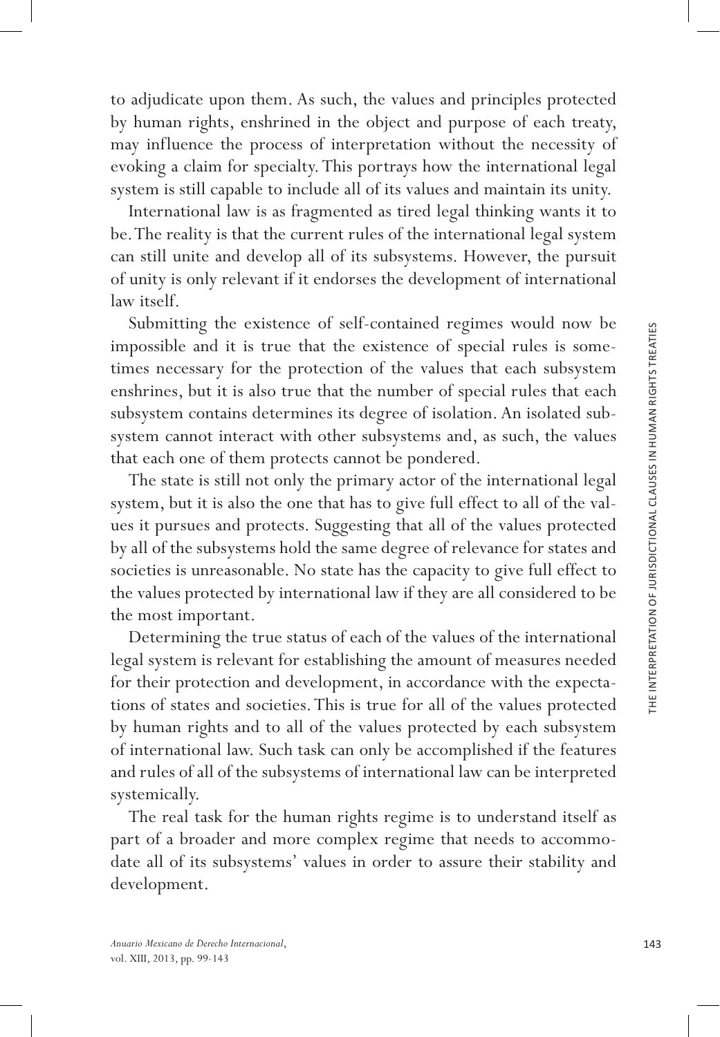to adjudicate upon them. As such, the values and principles protected by human rights, enshrined in the object and purpose of each treaty, may influence the process of interpretation without the necessity of evoking a claim for specialty. This portrays how the international legal system is still capable to include all of its values and maintain its unity.

International law is as fragmented as tired legal thinking wants it to be. The reality is that the current rules of the international legal system can still unite and develop all of its subsystems. However, the pursuit of unity is only relevant if it endorses the development of international law itself.

Submitting the existence of self-contained regimes would now be impossible and it is true that the existence of special rules is sometimes necessary for the protection of the values that each subsystem enshrines, but it is also true that the number of special rules that each subsystem contains determines its degree of isolation. An isolated subsystem cannot interact with other subsystems and, as such, the values that each one of them protects cannot be pondered.

The state is still not only the primary actor of the international legal system, but it is also the one that has to give full effect to all of the values it pursues and protects. Suggesting that all of the values protected by all of the subsystems hold the same degree of relevance for states and societies is unreasonable. No state has the capacity to give full effect to the values protected by international law if they are all considered to be the most important.

Determining the true status of each of the values of the international legal system is relevant for establishing the amount of measures needed for their protection and development, in accordance with the expectations of states and societies. This is true for all of the values protected by human rights and to all of the values protected by each subsystem of international law. Such task can only be accomplished if the features and rules of all of the subsystems of international law can be interpreted systemically.

The real task for the human rights regime is to understand itself as part of a broader and more complex regime that needs to accommodate all of its subsystems' values in order to assure their stability and development.